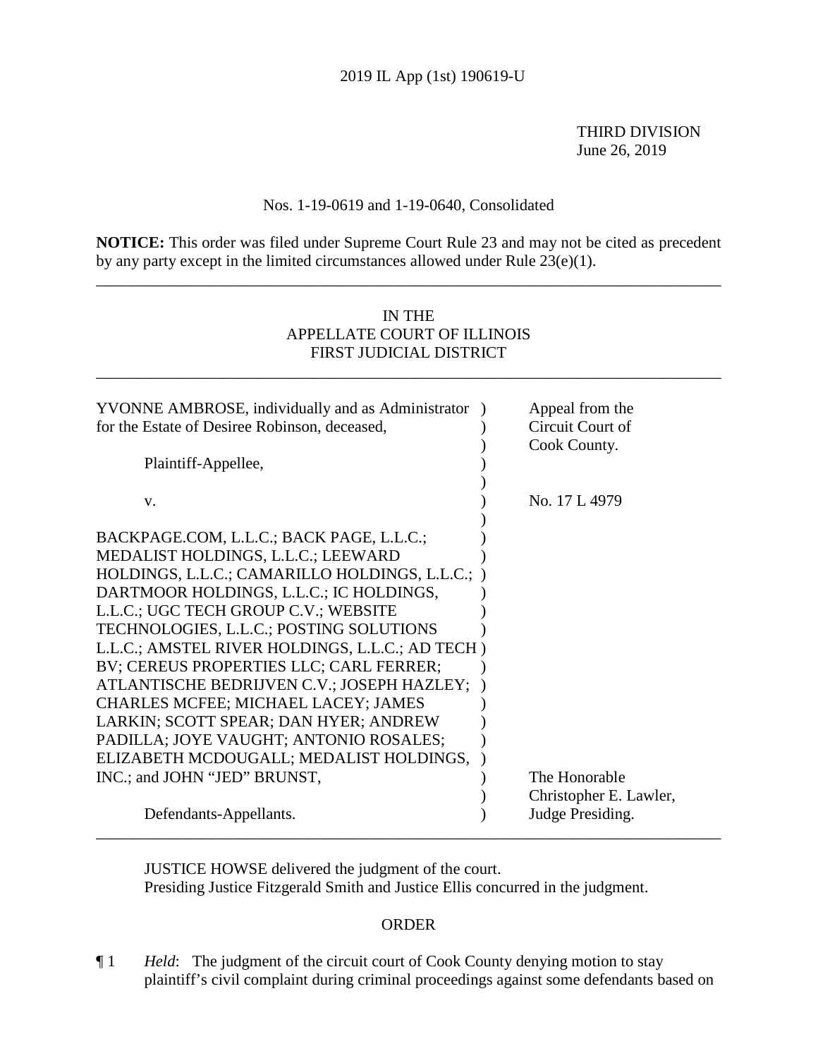2019 IL App (1st) 190619-U

THIRD DIVISION
June 26, 2019

Nos. 1-19-0619 and 1-19-0640, Consolidated

**NOTICE:** This order was filed under Supreme Court Rule 23 and may not be cited as precedent by any party except in the limited circumstances allowed under Rule 23(e)(1).

---

IN THE
APPELLATE COURT OF ILLINOIS
FIRST JUDICIAL DISTRICT

---

| | | |
|---|---|---|
| YVONNE AMBROSE, individually and as Administrator for the Estate of Desiree Robinson, deceased, | ) | Appeal from the Circuit Court of Cook County. |
| Plaintiff-Appellee, | ) | |
| v. | ) | No. 17 L 4979 |
| BACKPAGE.COM, L.L.C.; BACK PAGE, L.L.C.; MEDALIST HOLDINGS, L.L.C.; LEEWARD HOLDINGS, L.L.C.; CAMARILLO HOLDINGS, L.L.C.; DARTMOOR HOLDINGS, L.L.C.; IC HOLDINGS, L.L.C.; UGC TECH GROUP C.V.; WEBSITE TECHNOLOGIES, L.L.C.; POSTING SOLUTIONS L.L.C.; AMSTEL RIVER HOLDINGS, L.L.C.; AD TECH BV; CEREUS PROPERTIES LLC; CARL FERRER; ATLANTISCHE BEDRIJVEN C.V.; JOSEPH HAZLEY; CHARLES MCFEE; MICHAEL LACEY; JAMES LARKIN; SCOTT SPEAR; DAN HYER; ANDREW PADILLA; JOYE VAUGHT; ANTONIO ROSALES; ELIZABETH MCDOUGALL; MEDALIST HOLDINGS, INC.; and JOHN "JED" BRUNST, | ) | The Honorable Christopher E. Lawler, |
| Defendants-Appellants. | ) | Judge Presiding. |

---

JUSTICE HOWSE delivered the judgment of the court.
Presiding Justice Fitzgerald Smith and Justice Ellis concurred in the judgment.

ORDER

¶ 1 *Held*: The judgment of the circuit court of Cook County denying motion to stay plaintiff's civil complaint during criminal proceedings against some defendants based on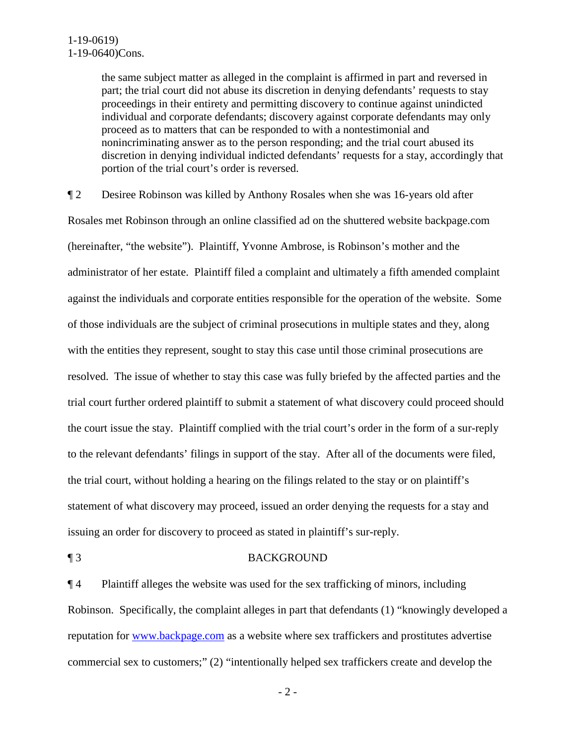the same subject matter as alleged in the complaint is affirmed in part and reversed in part; the trial court did not abuse its discretion in denying defendants' requests to stay proceedings in their entirety and permitting discovery to continue against unindicted individual and corporate defendants; discovery against corporate defendants may only proceed as to matters that can be responded to with a nontestimonial and nonincriminating answer as to the person responding; and the trial court abused its discretion in denying individual indicted defendants' requests for a stay, accordingly that portion of the trial court's order is reversed.

¶ 2 Desiree Robinson was killed by Anthony Rosales when she was 16-years old after Rosales met Robinson through an online classified ad on the shuttered website backpage.com (hereinafter, "the website"). Plaintiff, Yvonne Ambrose, is Robinson's mother and the administrator of her estate. Plaintiff filed a complaint and ultimately a fifth amended complaint against the individuals and corporate entities responsible for the operation of the website. Some of those individuals are the subject of criminal prosecutions in multiple states and they, along with the entities they represent, sought to stay this case until those criminal prosecutions are resolved. The issue of whether to stay this case was fully briefed by the affected parties and the trial court further ordered plaintiff to submit a statement of what discovery could proceed should the court issue the stay. Plaintiff complied with the trial court's order in the form of a sur-reply to the relevant defendants' filings in support of the stay. After all of the documents were filed, the trial court, without holding a hearing on the filings related to the stay or on plaintiff's statement of what discovery may proceed, issued an order denying the requests for a stay and issuing an order for discovery to proceed as stated in plaintiff's sur-reply.

## ¶ 3 BACKGROUND

¶ 4 Plaintiff alleges the website was used for the sex trafficking of minors, including Robinson. Specifically, the complaint alleges in part that defendants (1) "knowingly developed a reputation for www.backpage.com as a website where sex traffickers and prostitutes advertise commercial sex to customers;" (2) "intentionally helped sex traffickers create and develop the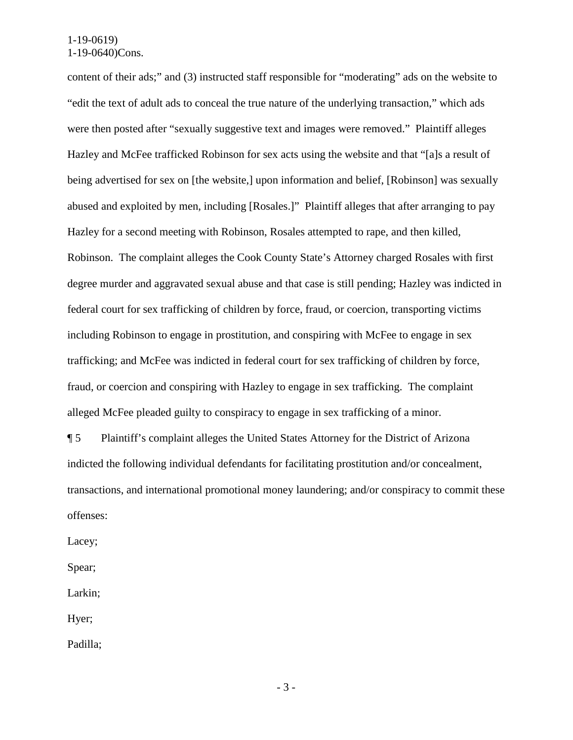content of their ads;" and (3) instructed staff responsible for "moderating" ads on the website to "edit the text of adult ads to conceal the true nature of the underlying transaction," which ads were then posted after "sexually suggestive text and images were removed." Plaintiff alleges Hazley and McFee trafficked Robinson for sex acts using the website and that "[a]s a result of being advertised for sex on [the website,] upon information and belief, [Robinson] was sexually abused and exploited by men, including [Rosales.]" Plaintiff alleges that after arranging to pay Hazley for a second meeting with Robinson, Rosales attempted to rape, and then killed, Robinson. The complaint alleges the Cook County State's Attorney charged Rosales with first degree murder and aggravated sexual abuse and that case is still pending; Hazley was indicted in federal court for sex trafficking of children by force, fraud, or coercion, transporting victims including Robinson to engage in prostitution, and conspiring with McFee to engage in sex trafficking; and McFee was indicted in federal court for sex trafficking of children by force, fraud, or coercion and conspiring with Hazley to engage in sex trafficking. The complaint alleged McFee pleaded guilty to conspiracy to engage in sex trafficking of a minor.

¶ 5 Plaintiff's complaint alleges the United States Attorney for the District of Arizona indicted the following individual defendants for facilitating prostitution and/or concealment, transactions, and international promotional money laundering; and/or conspiracy to commit these offenses:

Lacey;

Spear;

Larkin;

Hyer;

Padilla;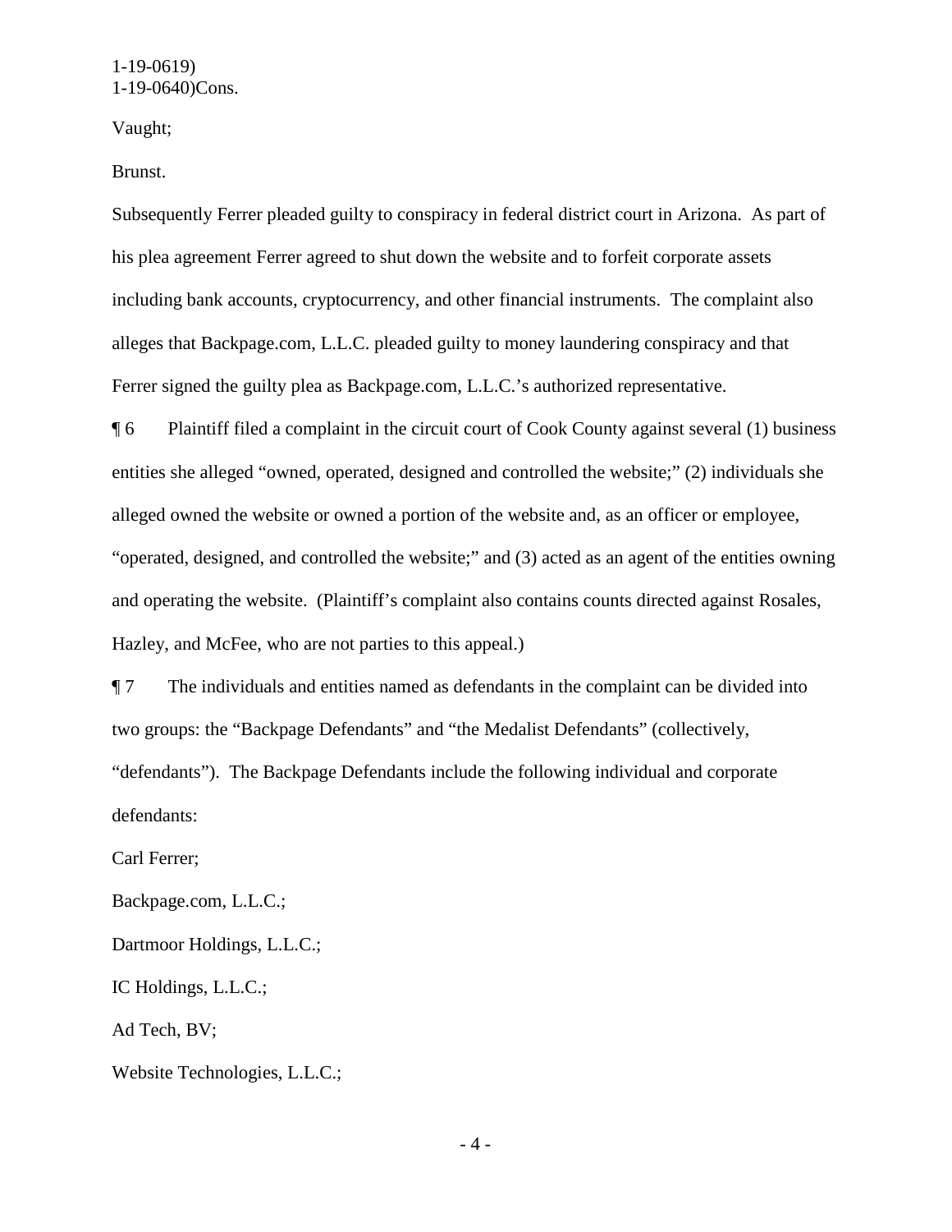Vaught;

Brunst.

Subsequently Ferrer pleaded guilty to conspiracy in federal district court in Arizona. As part of his plea agreement Ferrer agreed to shut down the website and to forfeit corporate assets including bank accounts, cryptocurrency, and other financial instruments. The complaint also alleges that Backpage.com, L.L.C. pleaded guilty to money laundering conspiracy and that Ferrer signed the guilty plea as Backpage.com, L.L.C.'s authorized representative.

¶ 6 Plaintiff filed a complaint in the circuit court of Cook County against several (1) business entities she alleged "owned, operated, designed and controlled the website;" (2) individuals she alleged owned the website or owned a portion of the website and, as an officer or employee, "operated, designed, and controlled the website;" and (3) acted as an agent of the entities owning and operating the website. (Plaintiff's complaint also contains counts directed against Rosales, Hazley, and McFee, who are not parties to this appeal.)

¶ 7 The individuals and entities named as defendants in the complaint can be divided into two groups: the "Backpage Defendants" and "the Medalist Defendants" (collectively, "defendants"). The Backpage Defendants include the following individual and corporate defendants:

Carl Ferrer;

Backpage.com, L.L.C.;

Dartmoor Holdings, L.L.C.;

IC Holdings, L.L.C.;

Ad Tech, BV;

Website Technologies, L.L.C.;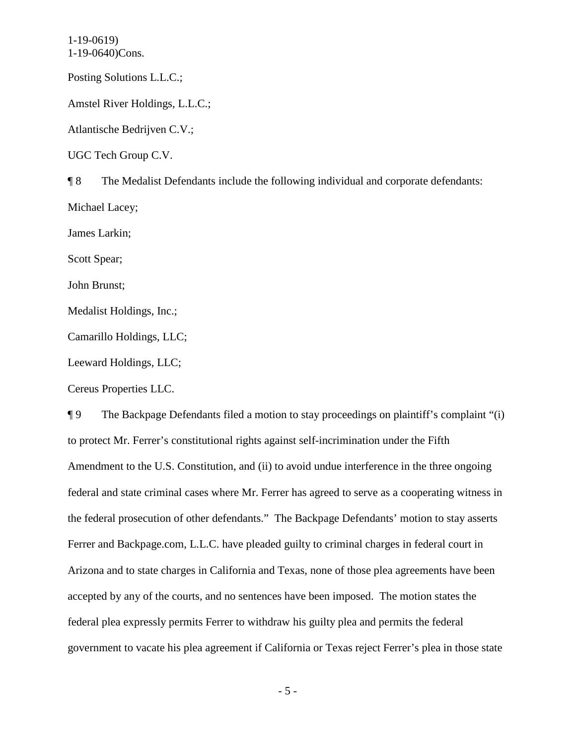Posting Solutions L.L.C.;

Amstel River Holdings, L.L.C.;

Atlantische Bedrijven C.V.;

UGC Tech Group C.V.

¶ 8 The Medalist Defendants include the following individual and corporate defendants:

Michael Lacey;

James Larkin;

Scott Spear;

John Brunst;

Medalist Holdings, Inc.;

Camarillo Holdings, LLC;

Leeward Holdings, LLC;

Cereus Properties LLC.

¶ 9 The Backpage Defendants filed a motion to stay proceedings on plaintiff's complaint "(i) to protect Mr. Ferrer's constitutional rights against self-incrimination under the Fifth Amendment to the U.S. Constitution, and (ii) to avoid undue interference in the three ongoing federal and state criminal cases where Mr. Ferrer has agreed to serve as a cooperating witness in the federal prosecution of other defendants." The Backpage Defendants' motion to stay asserts Ferrer and Backpage.com, L.L.C. have pleaded guilty to criminal charges in federal court in Arizona and to state charges in California and Texas, none of those plea agreements have been accepted by any of the courts, and no sentences have been imposed. The motion states the federal plea expressly permits Ferrer to withdraw his guilty plea and permits the federal government to vacate his plea agreement if California or Texas reject Ferrer's plea in those state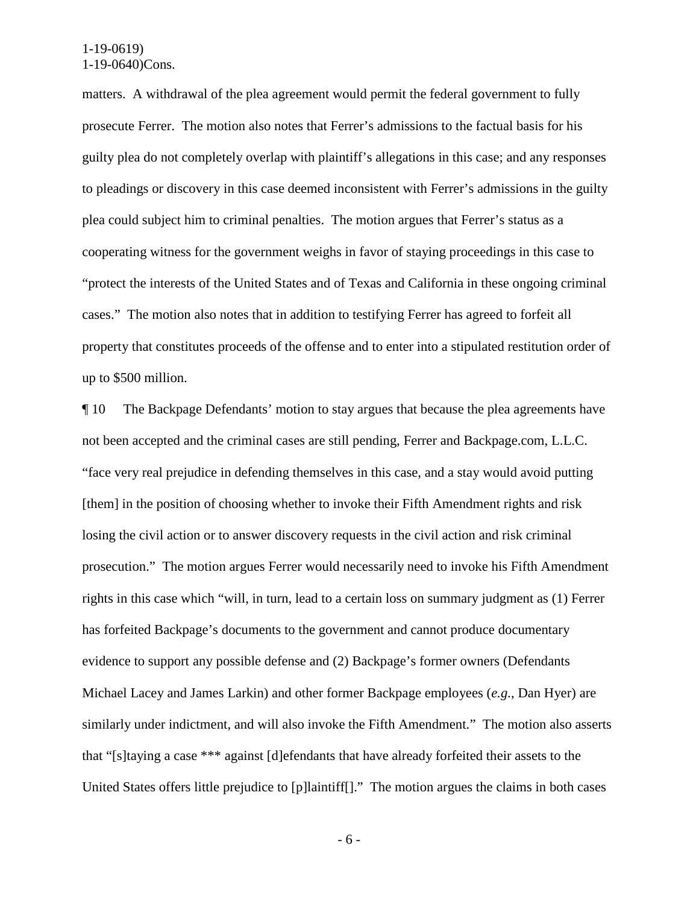matters. A withdrawal of the plea agreement would permit the federal government to fully prosecute Ferrer. The motion also notes that Ferrer's admissions to the factual basis for his guilty plea do not completely overlap with plaintiff's allegations in this case; and any responses to pleadings or discovery in this case deemed inconsistent with Ferrer's admissions in the guilty plea could subject him to criminal penalties. The motion argues that Ferrer's status as a cooperating witness for the government weighs in favor of staying proceedings in this case to "protect the interests of the United States and of Texas and California in these ongoing criminal cases." The motion also notes that in addition to testifying Ferrer has agreed to forfeit all property that constitutes proceeds of the offense and to enter into a stipulated restitution order of up to $500 million.

¶ 10 The Backpage Defendants' motion to stay argues that because the plea agreements have not been accepted and the criminal cases are still pending, Ferrer and Backpage.com, L.L.C. "face very real prejudice in defending themselves in this case, and a stay would avoid putting [them] in the position of choosing whether to invoke their Fifth Amendment rights and risk losing the civil action or to answer discovery requests in the civil action and risk criminal prosecution." The motion argues Ferrer would necessarily need to invoke his Fifth Amendment rights in this case which "will, in turn, lead to a certain loss on summary judgment as (1) Ferrer has forfeited Backpage's documents to the government and cannot produce documentary evidence to support any possible defense and (2) Backpage's former owners (Defendants Michael Lacey and James Larkin) and other former Backpage employees (*e.g.*, Dan Hyer) are similarly under indictment, and will also invoke the Fifth Amendment." The motion also asserts that "[s]taying a case *** against [d]efendants that have already forfeited their assets to the United States offers little prejudice to [p]laintiff[]." The motion argues the claims in both cases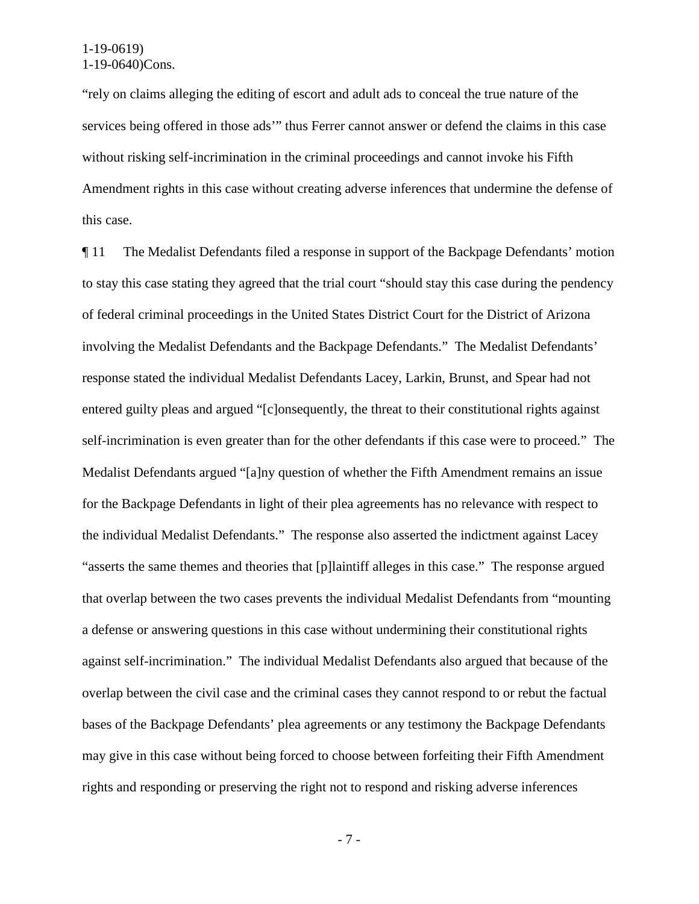"rely on claims alleging the editing of escort and adult ads to conceal the true nature of the services being offered in those ads'" thus Ferrer cannot answer or defend the claims in this case without risking self-incrimination in the criminal proceedings and cannot invoke his Fifth Amendment rights in this case without creating adverse inferences that undermine the defense of this case.

¶ 11 The Medalist Defendants filed a response in support of the Backpage Defendants' motion to stay this case stating they agreed that the trial court "should stay this case during the pendency of federal criminal proceedings in the United States District Court for the District of Arizona involving the Medalist Defendants and the Backpage Defendants." The Medalist Defendants' response stated the individual Medalist Defendants Lacey, Larkin, Brunst, and Spear had not entered guilty pleas and argued "[c]onsequently, the threat to their constitutional rights against self-incrimination is even greater than for the other defendants if this case were to proceed." The Medalist Defendants argued "[a]ny question of whether the Fifth Amendment remains an issue for the Backpage Defendants in light of their plea agreements has no relevance with respect to the individual Medalist Defendants." The response also asserted the indictment against Lacey "asserts the same themes and theories that [p]laintiff alleges in this case." The response argued that overlap between the two cases prevents the individual Medalist Defendants from "mounting a defense or answering questions in this case without undermining their constitutional rights against self-incrimination." The individual Medalist Defendants also argued that because of the overlap between the civil case and the criminal cases they cannot respond to or rebut the factual bases of the Backpage Defendants' plea agreements or any testimony the Backpage Defendants may give in this case without being forced to choose between forfeiting their Fifth Amendment rights and responding or preserving the right not to respond and risking adverse inferences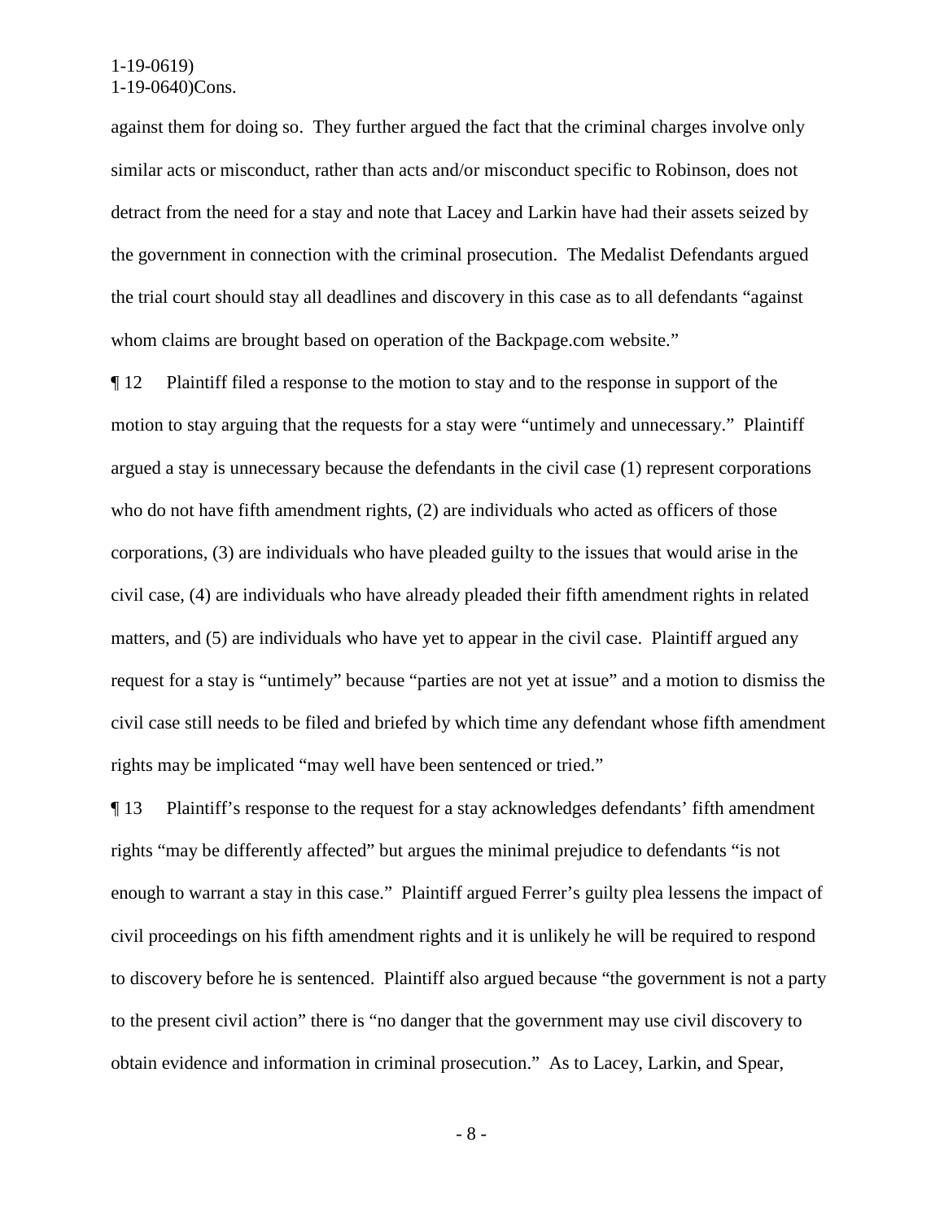against them for doing so. They further argued the fact that the criminal charges involve only similar acts or misconduct, rather than acts and/or misconduct specific to Robinson, does not detract from the need for a stay and note that Lacey and Larkin have had their assets seized by the government in connection with the criminal prosecution. The Medalist Defendants argued the trial court should stay all deadlines and discovery in this case as to all defendants "against whom claims are brought based on operation of the Backpage.com website."

¶ 12 Plaintiff filed a response to the motion to stay and to the response in support of the motion to stay arguing that the requests for a stay were "untimely and unnecessary." Plaintiff argued a stay is unnecessary because the defendants in the civil case (1) represent corporations who do not have fifth amendment rights, (2) are individuals who acted as officers of those corporations, (3) are individuals who have pleaded guilty to the issues that would arise in the civil case, (4) are individuals who have already pleaded their fifth amendment rights in related matters, and (5) are individuals who have yet to appear in the civil case. Plaintiff argued any request for a stay is "untimely" because "parties are not yet at issue" and a motion to dismiss the civil case still needs to be filed and briefed by which time any defendant whose fifth amendment rights may be implicated "may well have been sentenced or tried."

¶ 13 Plaintiff's response to the request for a stay acknowledges defendants' fifth amendment rights "may be differently affected" but argues the minimal prejudice to defendants "is not enough to warrant a stay in this case." Plaintiff argued Ferrer's guilty plea lessens the impact of civil proceedings on his fifth amendment rights and it is unlikely he will be required to respond to discovery before he is sentenced. Plaintiff also argued because "the government is not a party to the present civil action" there is "no danger that the government may use civil discovery to obtain evidence and information in criminal prosecution." As to Lacey, Larkin, and Spear,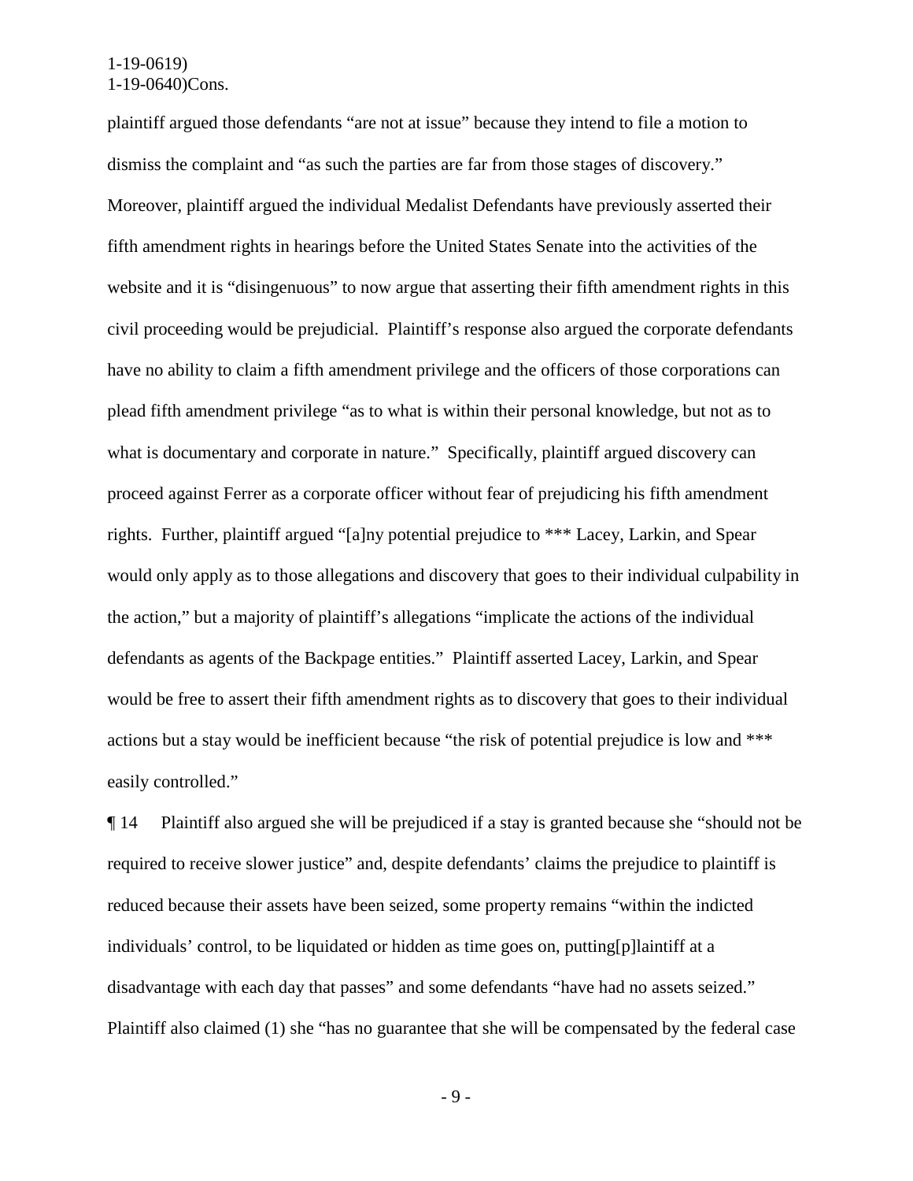plaintiff argued those defendants "are not at issue" because they intend to file a motion to dismiss the complaint and "as such the parties are far from those stages of discovery." Moreover, plaintiff argued the individual Medalist Defendants have previously asserted their fifth amendment rights in hearings before the United States Senate into the activities of the website and it is "disingenuous" to now argue that asserting their fifth amendment rights in this civil proceeding would be prejudicial. Plaintiff's response also argued the corporate defendants have no ability to claim a fifth amendment privilege and the officers of those corporations can plead fifth amendment privilege "as to what is within their personal knowledge, but not as to what is documentary and corporate in nature." Specifically, plaintiff argued discovery can proceed against Ferrer as a corporate officer without fear of prejudicing his fifth amendment rights. Further, plaintiff argued "[a]ny potential prejudice to *** Lacey, Larkin, and Spear would only apply as to those allegations and discovery that goes to their individual culpability in the action," but a majority of plaintiff's allegations "implicate the actions of the individual defendants as agents of the Backpage entities." Plaintiff asserted Lacey, Larkin, and Spear would be free to assert their fifth amendment rights as to discovery that goes to their individual actions but a stay would be inefficient because "the risk of potential prejudice is low and *** easily controlled."

¶ 14 Plaintiff also argued she will be prejudiced if a stay is granted because she "should not be required to receive slower justice" and, despite defendants' claims the prejudice to plaintiff is reduced because their assets have been seized, some property remains "within the indicted individuals' control, to be liquidated or hidden as time goes on, putting[p]laintiff at a disadvantage with each day that passes" and some defendants "have had no assets seized." Plaintiff also claimed (1) she "has no guarantee that she will be compensated by the federal case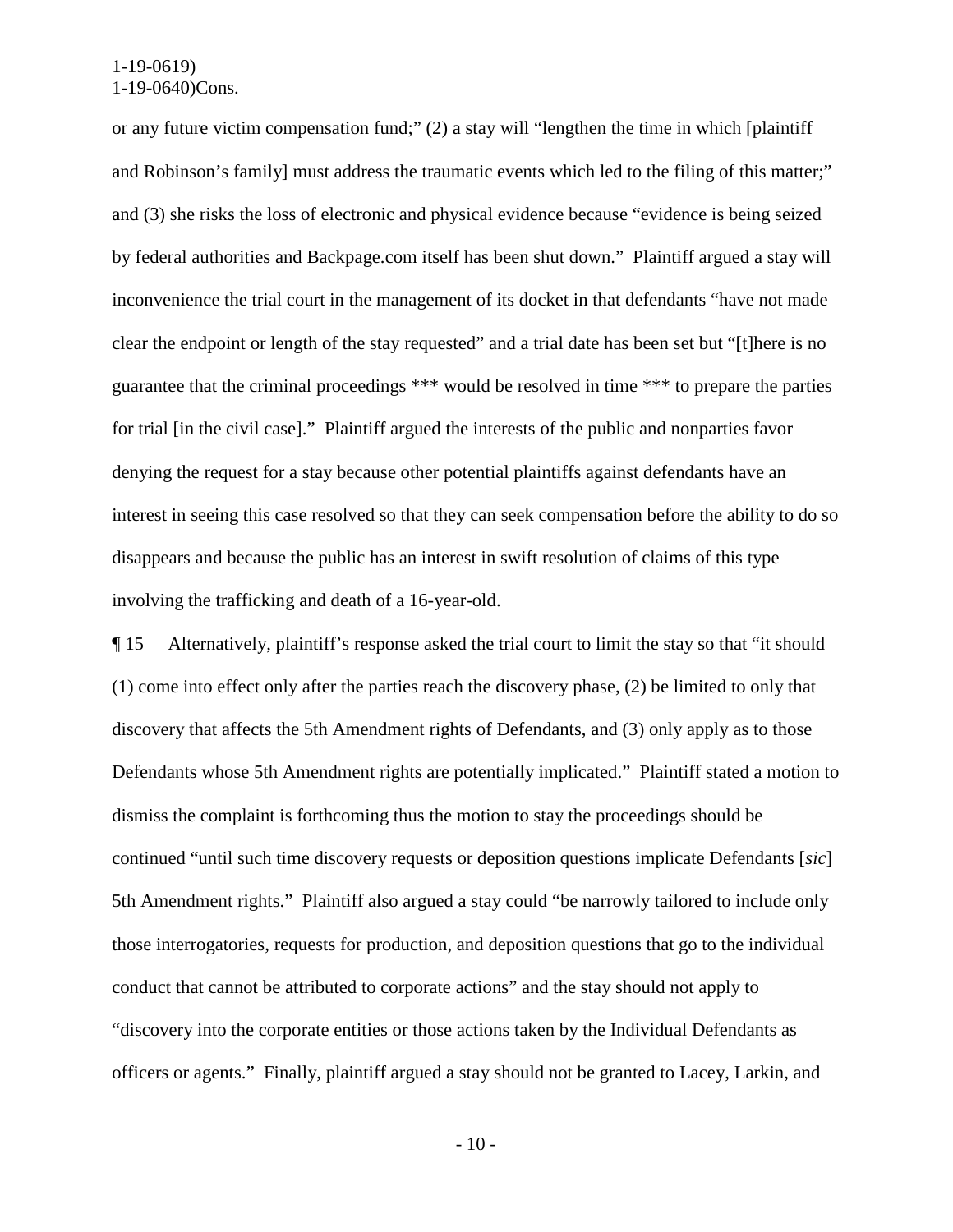or any future victim compensation fund;" (2) a stay will "lengthen the time in which [plaintiff and Robinson's family] must address the traumatic events which led to the filing of this matter;" and (3) she risks the loss of electronic and physical evidence because "evidence is being seized by federal authorities and Backpage.com itself has been shut down." Plaintiff argued a stay will inconvenience the trial court in the management of its docket in that defendants "have not made clear the endpoint or length of the stay requested" and a trial date has been set but "[t]here is no guarantee that the criminal proceedings *** would be resolved in time *** to prepare the parties for trial [in the civil case]." Plaintiff argued the interests of the public and nonparties favor denying the request for a stay because other potential plaintiffs against defendants have an interest in seeing this case resolved so that they can seek compensation before the ability to do so disappears and because the public has an interest in swift resolution of claims of this type involving the trafficking and death of a 16-year-old.

¶ 15 Alternatively, plaintiff's response asked the trial court to limit the stay so that "it should (1) come into effect only after the parties reach the discovery phase, (2) be limited to only that discovery that affects the 5th Amendment rights of Defendants, and (3) only apply as to those Defendants whose 5th Amendment rights are potentially implicated." Plaintiff stated a motion to dismiss the complaint is forthcoming thus the motion to stay the proceedings should be continued "until such time discovery requests or deposition questions implicate Defendants [*sic*] 5th Amendment rights." Plaintiff also argued a stay could "be narrowly tailored to include only those interrogatories, requests for production, and deposition questions that go to the individual conduct that cannot be attributed to corporate actions" and the stay should not apply to "discovery into the corporate entities or those actions taken by the Individual Defendants as officers or agents." Finally, plaintiff argued a stay should not be granted to Lacey, Larkin, and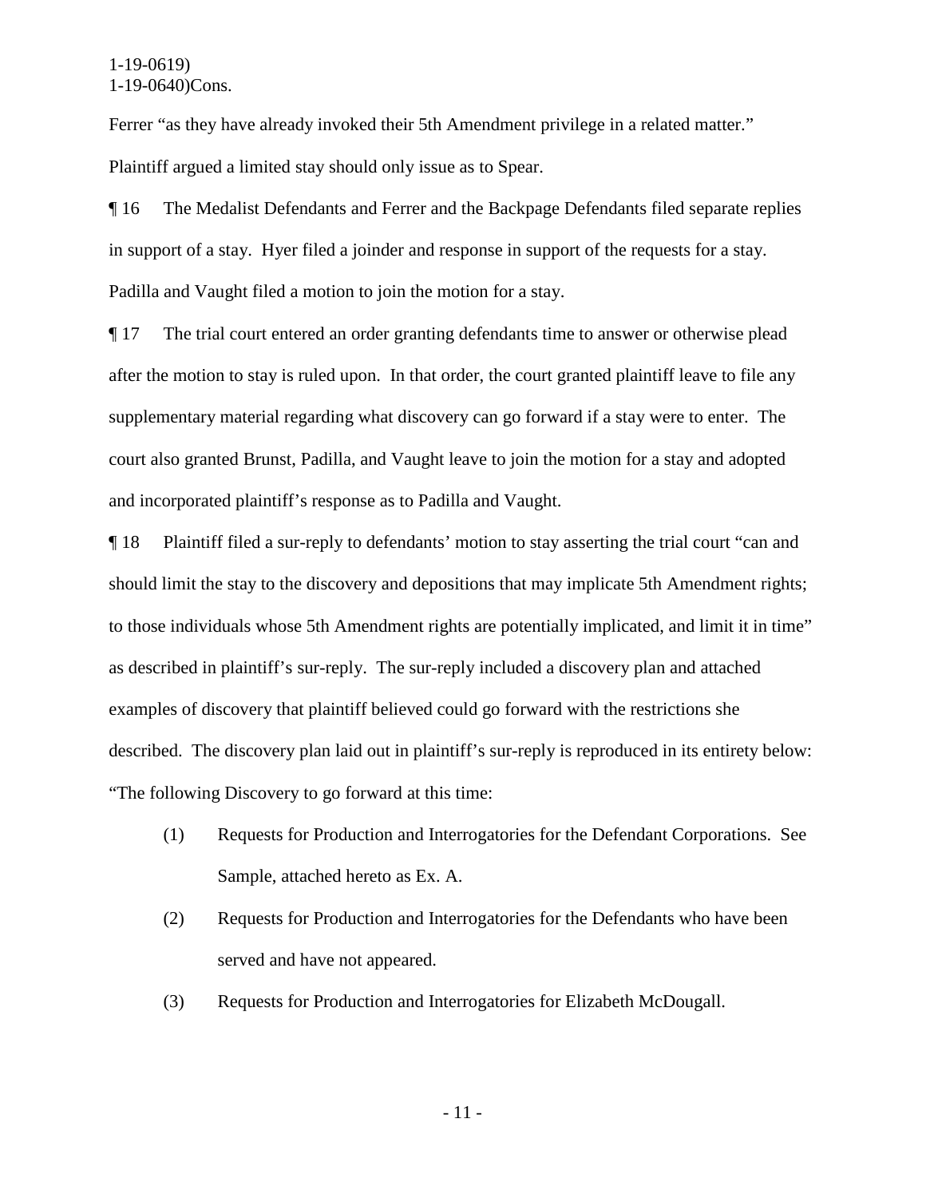Ferrer "as they have already invoked their 5th Amendment privilege in a related matter." Plaintiff argued a limited stay should only issue as to Spear.

¶ 16 The Medalist Defendants and Ferrer and the Backpage Defendants filed separate replies in support of a stay. Hyer filed a joinder and response in support of the requests for a stay. Padilla and Vaught filed a motion to join the motion for a stay.

¶ 17 The trial court entered an order granting defendants time to answer or otherwise plead after the motion to stay is ruled upon. In that order, the court granted plaintiff leave to file any supplementary material regarding what discovery can go forward if a stay were to enter. The court also granted Brunst, Padilla, and Vaught leave to join the motion for a stay and adopted and incorporated plaintiff's response as to Padilla and Vaught.

¶ 18 Plaintiff filed a sur-reply to defendants' motion to stay asserting the trial court "can and should limit the stay to the discovery and depositions that may implicate 5th Amendment rights; to those individuals whose 5th Amendment rights are potentially implicated, and limit it in time" as described in plaintiff's sur-reply. The sur-reply included a discovery plan and attached examples of discovery that plaintiff believed could go forward with the restrictions she described. The discovery plan laid out in plaintiff's sur-reply is reproduced in its entirety below:

"The following Discovery to go forward at this time:

(1) Requests for Production and Interrogatories for the Defendant Corporations. See Sample, attached hereto as Ex. A.

(2) Requests for Production and Interrogatories for the Defendants who have been served and have not appeared.

(3) Requests for Production and Interrogatories for Elizabeth McDougall.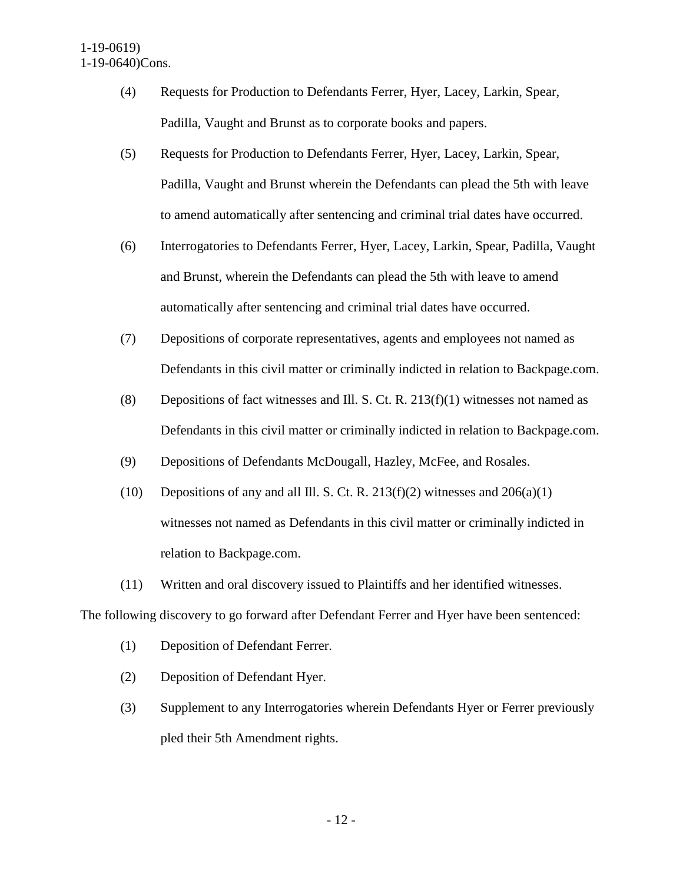(4) Requests for Production to Defendants Ferrer, Hyer, Lacey, Larkin, Spear, Padilla, Vaught and Brunst as to corporate books and papers.

(5) Requests for Production to Defendants Ferrer, Hyer, Lacey, Larkin, Spear, Padilla, Vaught and Brunst wherein the Defendants can plead the 5th with leave to amend automatically after sentencing and criminal trial dates have occurred.

(6) Interrogatories to Defendants Ferrer, Hyer, Lacey, Larkin, Spear, Padilla, Vaught and Brunst, wherein the Defendants can plead the 5th with leave to amend automatically after sentencing and criminal trial dates have occurred.

(7) Depositions of corporate representatives, agents and employees not named as Defendants in this civil matter or criminally indicted in relation to Backpage.com.

(8) Depositions of fact witnesses and Ill. S. Ct. R. 213(f)(1) witnesses not named as Defendants in this civil matter or criminally indicted in relation to Backpage.com.

(9) Depositions of Defendants McDougall, Hazley, McFee, and Rosales.

(10) Depositions of any and all Ill. S. Ct. R. 213(f)(2) witnesses and 206(a)(1) witnesses not named as Defendants in this civil matter or criminally indicted in relation to Backpage.com.

(11) Written and oral discovery issued to Plaintiffs and her identified witnesses.

The following discovery to go forward after Defendant Ferrer and Hyer have been sentenced:

(1) Deposition of Defendant Ferrer.

(2) Deposition of Defendant Hyer.

(3) Supplement to any Interrogatories wherein Defendants Hyer or Ferrer previously pled their 5th Amendment rights.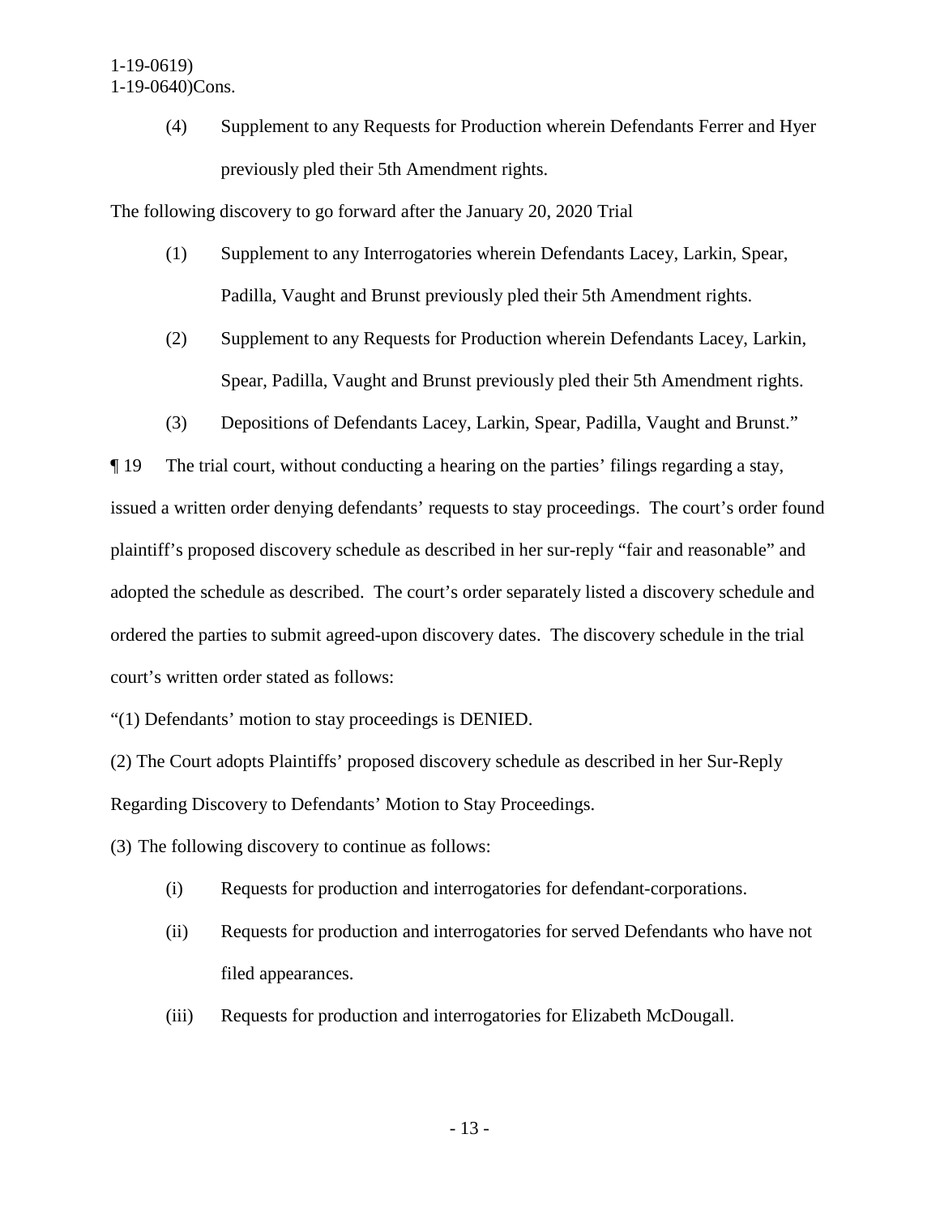(4) Supplement to any Requests for Production wherein Defendants Ferrer and Hyer previously pled their 5th Amendment rights.

The following discovery to go forward after the January 20, 2020 Trial

(1) Supplement to any Interrogatories wherein Defendants Lacey, Larkin, Spear, Padilla, Vaught and Brunst previously pled their 5th Amendment rights.

(2) Supplement to any Requests for Production wherein Defendants Lacey, Larkin, Spear, Padilla, Vaught and Brunst previously pled their 5th Amendment rights.

(3) Depositions of Defendants Lacey, Larkin, Spear, Padilla, Vaught and Brunst."

¶ 19 The trial court, without conducting a hearing on the parties' filings regarding a stay, issued a written order denying defendants' requests to stay proceedings. The court's order found plaintiff's proposed discovery schedule as described in her sur-reply "fair and reasonable" and adopted the schedule as described. The court's order separately listed a discovery schedule and ordered the parties to submit agreed-upon discovery dates. The discovery schedule in the trial court's written order stated as follows:

"(1) Defendants' motion to stay proceedings is DENIED.

(2) The Court adopts Plaintiffs' proposed discovery schedule as described in her Sur-Reply Regarding Discovery to Defendants' Motion to Stay Proceedings.

(3) The following discovery to continue as follows:

(i) Requests for production and interrogatories for defendant-corporations.

(ii) Requests for production and interrogatories for served Defendants who have not filed appearances.

(iii) Requests for production and interrogatories for Elizabeth McDougall.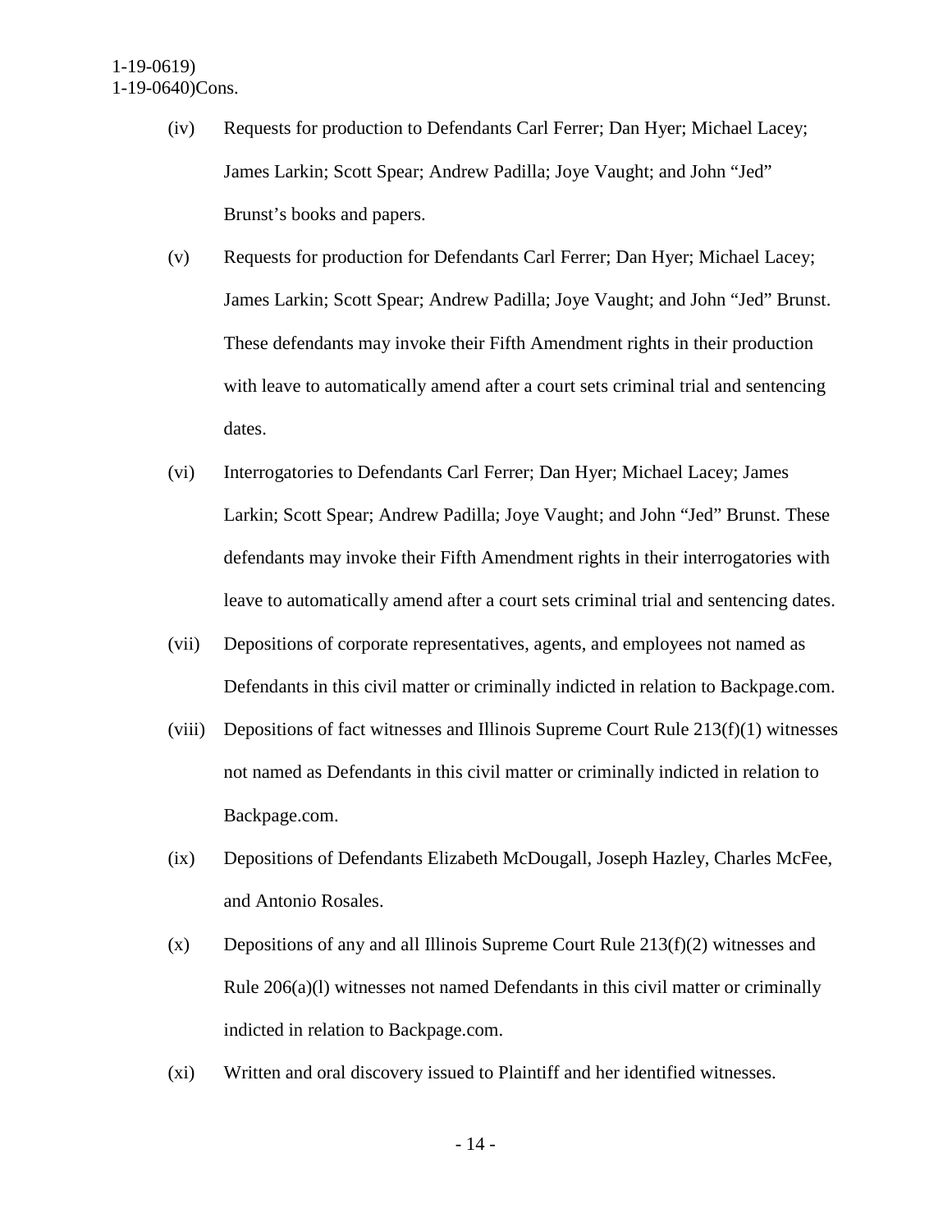(iv) Requests for production to Defendants Carl Ferrer; Dan Hyer; Michael Lacey; James Larkin; Scott Spear; Andrew Padilla; Joye Vaught; and John "Jed" Brunst's books and papers.

(v) Requests for production for Defendants Carl Ferrer; Dan Hyer; Michael Lacey; James Larkin; Scott Spear; Andrew Padilla; Joye Vaught; and John "Jed" Brunst. These defendants may invoke their Fifth Amendment rights in their production with leave to automatically amend after a court sets criminal trial and sentencing dates.

(vi) Interrogatories to Defendants Carl Ferrer; Dan Hyer; Michael Lacey; James Larkin; Scott Spear; Andrew Padilla; Joye Vaught; and John "Jed" Brunst. These defendants may invoke their Fifth Amendment rights in their interrogatories with leave to automatically amend after a court sets criminal trial and sentencing dates.

(vii) Depositions of corporate representatives, agents, and employees not named as Defendants in this civil matter or criminally indicted in relation to Backpage.com.

(viii) Depositions of fact witnesses and Illinois Supreme Court Rule 213(f)(1) witnesses not named as Defendants in this civil matter or criminally indicted in relation to Backpage.com.

(ix) Depositions of Defendants Elizabeth McDougall, Joseph Hazley, Charles McFee, and Antonio Rosales.

(x) Depositions of any and all Illinois Supreme Court Rule 213(f)(2) witnesses and Rule 206(a)(l) witnesses not named Defendants in this civil matter or criminally indicted in relation to Backpage.com.

(xi) Written and oral discovery issued to Plaintiff and her identified witnesses.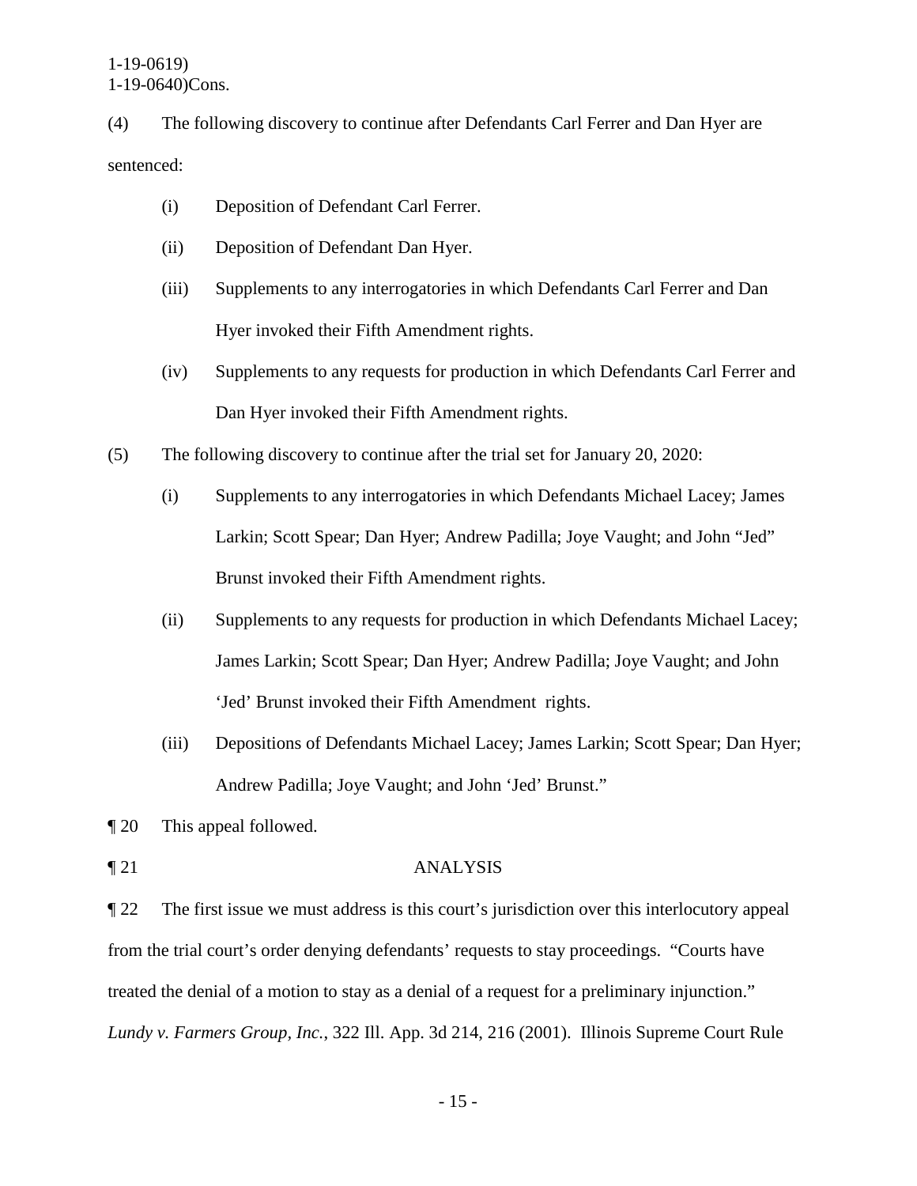(4) The following discovery to continue after Defendants Carl Ferrer and Dan Hyer are sentenced:

(i) Deposition of Defendant Carl Ferrer.

(ii) Deposition of Defendant Dan Hyer.

(iii) Supplements to any interrogatories in which Defendants Carl Ferrer and Dan Hyer invoked their Fifth Amendment rights.

(iv) Supplements to any requests for production in which Defendants Carl Ferrer and Dan Hyer invoked their Fifth Amendment rights.

(5) The following discovery to continue after the trial set for January 20, 2020:

(i) Supplements to any interrogatories in which Defendants Michael Lacey; James Larkin; Scott Spear; Dan Hyer; Andrew Padilla; Joye Vaught; and John "Jed" Brunst invoked their Fifth Amendment rights.

(ii) Supplements to any requests for production in which Defendants Michael Lacey; James Larkin; Scott Spear; Dan Hyer; Andrew Padilla; Joye Vaught; and John 'Jed' Brunst invoked their Fifth Amendment rights.

(iii) Depositions of Defendants Michael Lacey; James Larkin; Scott Spear; Dan Hyer; Andrew Padilla; Joye Vaught; and John 'Jed' Brunst."

¶ 20 This appeal followed.

## ¶ 21 ANALYSIS

¶ 22 The first issue we must address is this court's jurisdiction over this interlocutory appeal from the trial court's order denying defendants' requests to stay proceedings. "Courts have treated the denial of a motion to stay as a denial of a request for a preliminary injunction." *Lundy v. Farmers Group, Inc.*, 322 Ill. App. 3d 214, 216 (2001). Illinois Supreme Court Rule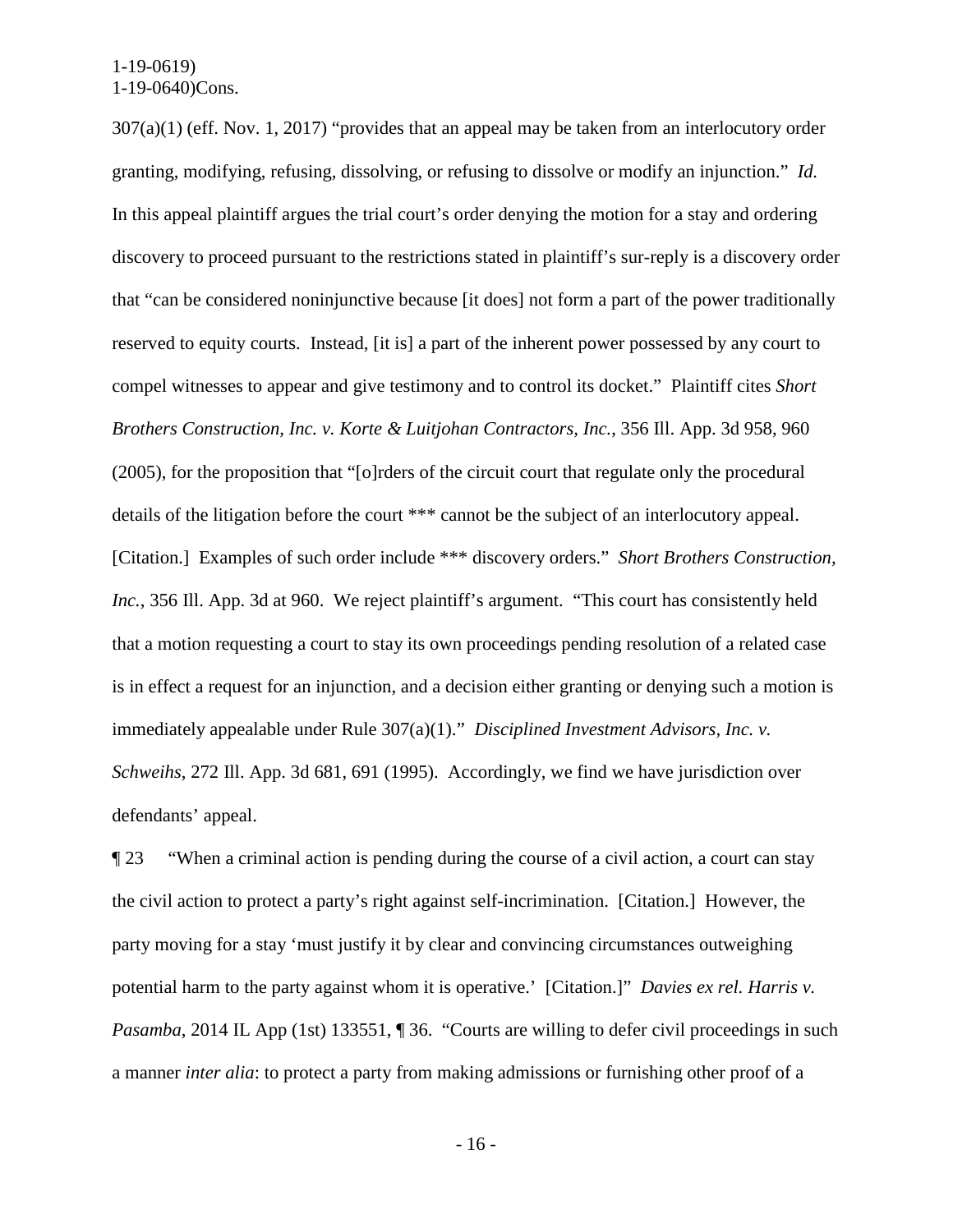307(a)(1) (eff. Nov. 1, 2017) "provides that an appeal may be taken from an interlocutory order granting, modifying, refusing, dissolving, or refusing to dissolve or modify an injunction." *Id.* In this appeal plaintiff argues the trial court's order denying the motion for a stay and ordering discovery to proceed pursuant to the restrictions stated in plaintiff's sur-reply is a discovery order that "can be considered noninjunctive because [it does] not form a part of the power traditionally reserved to equity courts. Instead, [it is] a part of the inherent power possessed by any court to compel witnesses to appear and give testimony and to control its docket." Plaintiff cites *Short Brothers Construction, Inc. v. Korte & Luitjohan Contractors, Inc.*, 356 Ill. App. 3d 958, 960 (2005), for the proposition that "[o]rders of the circuit court that regulate only the procedural details of the litigation before the court *** cannot be the subject of an interlocutory appeal. [Citation.] Examples of such order include *** discovery orders." *Short Brothers Construction, Inc.*, 356 Ill. App. 3d at 960. We reject plaintiff's argument. "This court has consistently held that a motion requesting a court to stay its own proceedings pending resolution of a related case is in effect a request for an injunction, and a decision either granting or denying such a motion is immediately appealable under Rule 307(a)(1)." *Disciplined Investment Advisors, Inc. v. Schweihs*, 272 Ill. App. 3d 681, 691 (1995). Accordingly, we find we have jurisdiction over defendants' appeal.

¶ 23 "When a criminal action is pending during the course of a civil action, a court can stay the civil action to protect a party's right against self-incrimination. [Citation.] However, the party moving for a stay 'must justify it by clear and convincing circumstances outweighing potential harm to the party against whom it is operative.' [Citation.]" *Davies ex rel. Harris v. Pasamba*, 2014 IL App (1st) 133551, ¶ 36. "Courts are willing to defer civil proceedings in such a manner *inter alia*: to protect a party from making admissions or furnishing other proof of a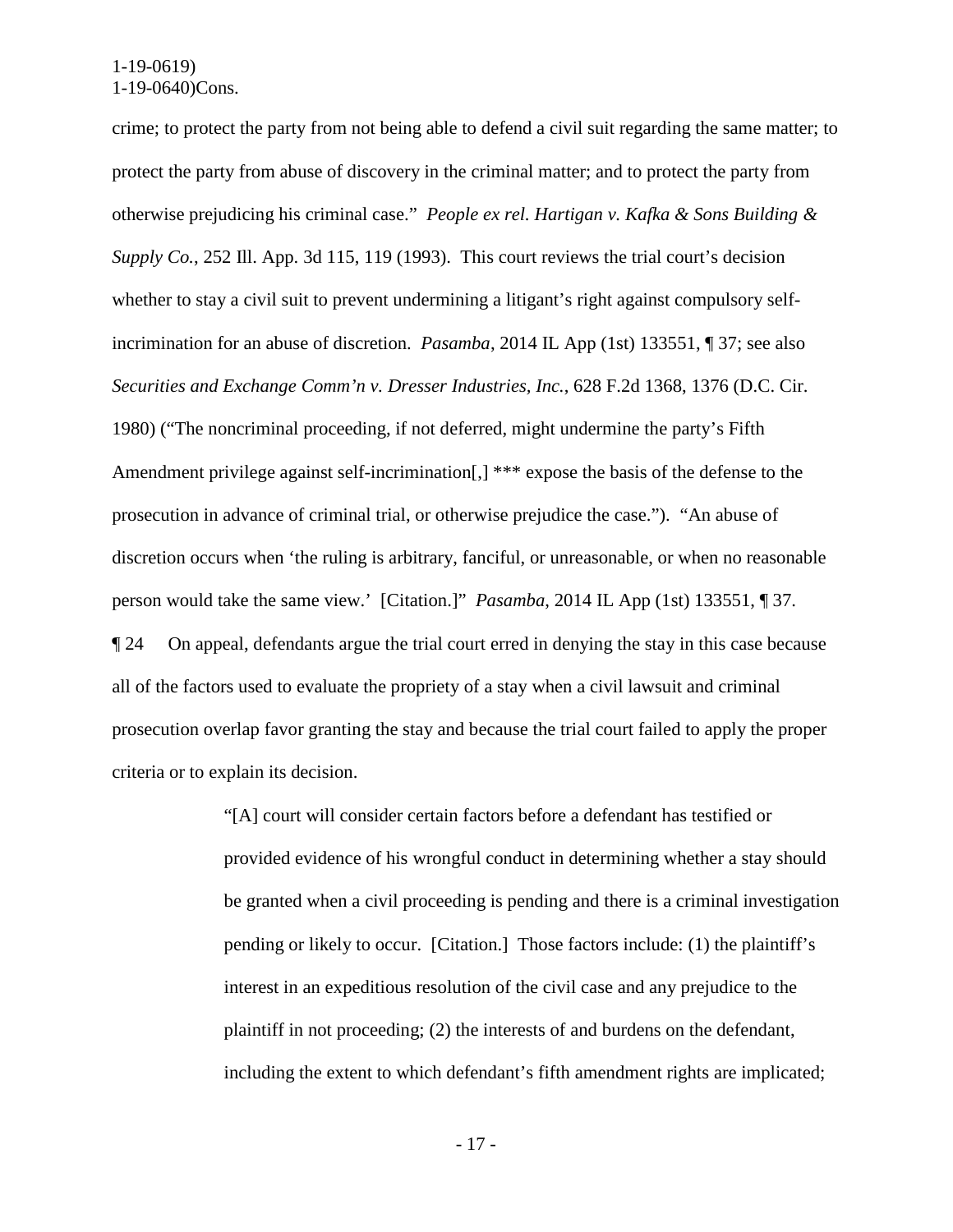crime; to protect the party from not being able to defend a civil suit regarding the same matter; to protect the party from abuse of discovery in the criminal matter; and to protect the party from otherwise prejudicing his criminal case." *People ex rel. Hartigan v. Kafka & Sons Building & Supply Co.*, 252 Ill. App. 3d 115, 119 (1993). This court reviews the trial court's decision whether to stay a civil suit to prevent undermining a litigant's right against compulsory self-incrimination for an abuse of discretion. *Pasamba*, 2014 IL App (1st) 133551, ¶ 37; see also *Securities and Exchange Comm'n v. Dresser Industries, Inc.*, 628 F.2d 1368, 1376 (D.C. Cir. 1980) ("The noncriminal proceeding, if not deferred, might undermine the party's Fifth Amendment privilege against self-incrimination[,] *** expose the basis of the defense to the prosecution in advance of criminal trial, or otherwise prejudice the case."). "An abuse of discretion occurs when 'the ruling is arbitrary, fanciful, or unreasonable, or when no reasonable person would take the same view.' [Citation.]" *Pasamba*, 2014 IL App (1st) 133551, ¶ 37.

¶ 24 On appeal, defendants argue the trial court erred in denying the stay in this case because all of the factors used to evaluate the propriety of a stay when a civil lawsuit and criminal prosecution overlap favor granting the stay and because the trial court failed to apply the proper criteria or to explain its decision.

> "[A] court will consider certain factors before a defendant has testified or provided evidence of his wrongful conduct in determining whether a stay should be granted when a civil proceeding is pending and there is a criminal investigation pending or likely to occur. [Citation.] Those factors include: (1) the plaintiff's interest in an expeditious resolution of the civil case and any prejudice to the plaintiff in not proceeding; (2) the interests of and burdens on the defendant, including the extent to which defendant's fifth amendment rights are implicated;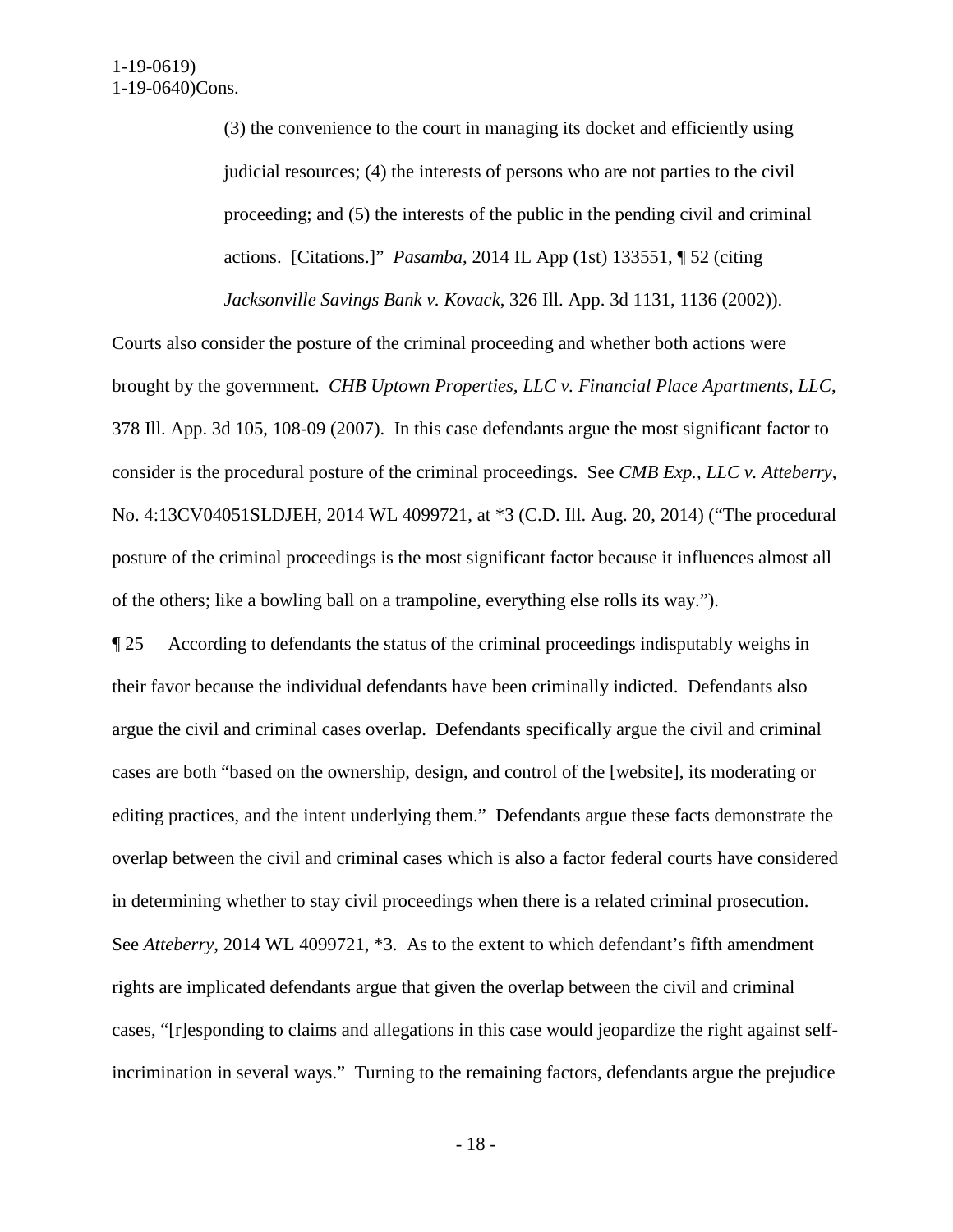(3) the convenience to the court in managing its docket and efficiently using judicial resources; (4) the interests of persons who are not parties to the civil proceeding; and (5) the interests of the public in the pending civil and criminal actions. [Citations.]" *Pasamba*, 2014 IL App (1st) 133551, ¶ 52 (citing *Jacksonville Savings Bank v. Kovack*, 326 Ill. App. 3d 1131, 1136 (2002)).

Courts also consider the posture of the criminal proceeding and whether both actions were brought by the government. *CHB Uptown Properties, LLC v. Financial Place Apartments, LLC*, 378 Ill. App. 3d 105, 108-09 (2007). In this case defendants argue the most significant factor to consider is the procedural posture of the criminal proceedings. See *CMB Exp., LLC v. Atteberry*, No. 4:13CV04051SLDJEH, 2014 WL 4099721, at *3 (C.D. Ill. Aug. 20, 2014) ("The procedural posture of the criminal proceedings is the most significant factor because it influences almost all of the others; like a bowling ball on a trampoline, everything else rolls its way.").

¶ 25 According to defendants the status of the criminal proceedings indisputably weighs in their favor because the individual defendants have been criminally indicted. Defendants also argue the civil and criminal cases overlap. Defendants specifically argue the civil and criminal cases are both "based on the ownership, design, and control of the [website], its moderating or editing practices, and the intent underlying them." Defendants argue these facts demonstrate the overlap between the civil and criminal cases which is also a factor federal courts have considered in determining whether to stay civil proceedings when there is a related criminal prosecution. See *Atteberry*, 2014 WL 4099721, *3. As to the extent to which defendant's fifth amendment rights are implicated defendants argue that given the overlap between the civil and criminal cases, "[r]esponding to claims and allegations in this case would jeopardize the right against self-incrimination in several ways." Turning to the remaining factors, defendants argue the prejudice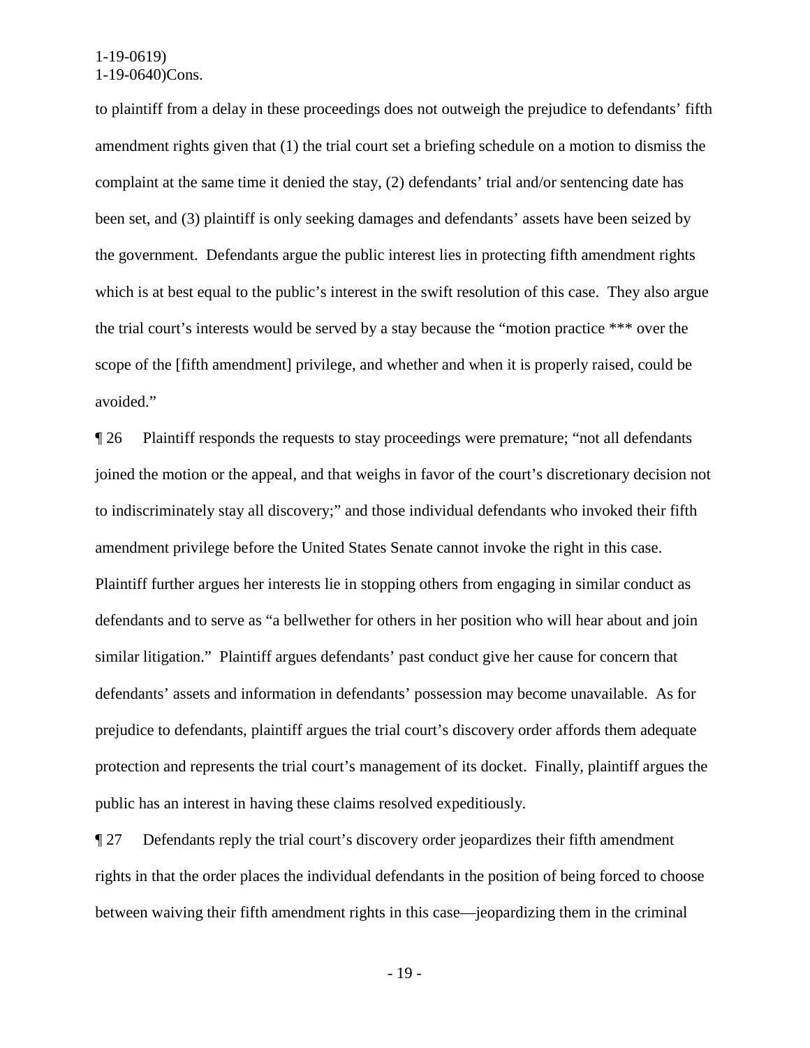to plaintiff from a delay in these proceedings does not outweigh the prejudice to defendants' fifth amendment rights given that (1) the trial court set a briefing schedule on a motion to dismiss the complaint at the same time it denied the stay, (2) defendants' trial and/or sentencing date has been set, and (3) plaintiff is only seeking damages and defendants' assets have been seized by the government. Defendants argue the public interest lies in protecting fifth amendment rights which is at best equal to the public's interest in the swift resolution of this case. They also argue the trial court's interests would be served by a stay because the "motion practice *** over the scope of the [fifth amendment] privilege, and whether and when it is properly raised, could be avoided."

¶ 26 Plaintiff responds the requests to stay proceedings were premature; "not all defendants joined the motion or the appeal, and that weighs in favor of the court's discretionary decision not to indiscriminately stay all discovery;" and those individual defendants who invoked their fifth amendment privilege before the United States Senate cannot invoke the right in this case. Plaintiff further argues her interests lie in stopping others from engaging in similar conduct as defendants and to serve as "a bellwether for others in her position who will hear about and join similar litigation." Plaintiff argues defendants' past conduct give her cause for concern that defendants' assets and information in defendants' possession may become unavailable. As for prejudice to defendants, plaintiff argues the trial court's discovery order affords them adequate protection and represents the trial court's management of its docket. Finally, plaintiff argues the public has an interest in having these claims resolved expeditiously.

¶ 27 Defendants reply the trial court's discovery order jeopardizes their fifth amendment rights in that the order places the individual defendants in the position of being forced to choose between waiving their fifth amendment rights in this case—jeopardizing them in the criminal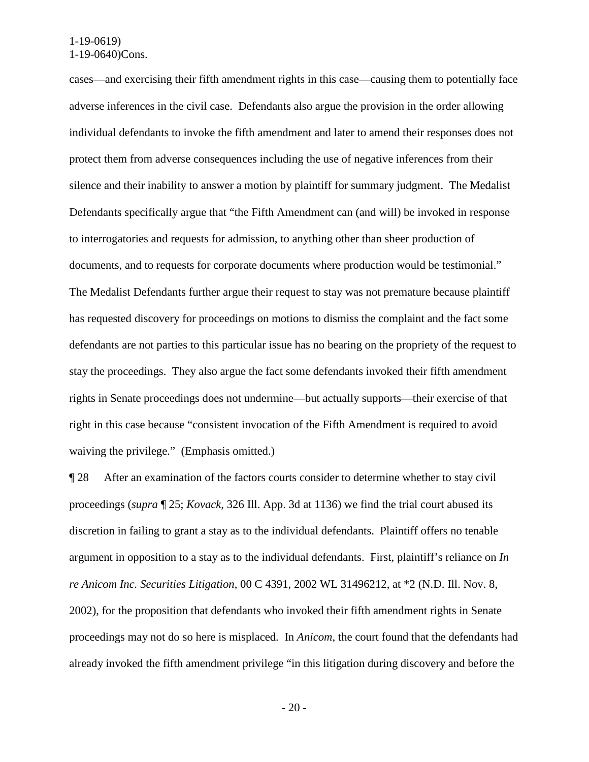cases—and exercising their fifth amendment rights in this case—causing them to potentially face adverse inferences in the civil case. Defendants also argue the provision in the order allowing individual defendants to invoke the fifth amendment and later to amend their responses does not protect them from adverse consequences including the use of negative inferences from their silence and their inability to answer a motion by plaintiff for summary judgment. The Medalist Defendants specifically argue that "the Fifth Amendment can (and will) be invoked in response to interrogatories and requests for admission, to anything other than sheer production of documents, and to requests for corporate documents where production would be testimonial." The Medalist Defendants further argue their request to stay was not premature because plaintiff has requested discovery for proceedings on motions to dismiss the complaint and the fact some defendants are not parties to this particular issue has no bearing on the propriety of the request to stay the proceedings. They also argue the fact some defendants invoked their fifth amendment rights in Senate proceedings does not undermine—but actually supports—their exercise of that right in this case because "consistent invocation of the Fifth Amendment is required to avoid waiving the privilege." (Emphasis omitted.)

¶ 28 After an examination of the factors courts consider to determine whether to stay civil proceedings (*supra* ¶ 25; *Kovack*, 326 Ill. App. 3d at 1136) we find the trial court abused its discretion in failing to grant a stay as to the individual defendants. Plaintiff offers no tenable argument in opposition to a stay as to the individual defendants. First, plaintiff's reliance on *In re Anicom Inc. Securities Litigation*, 00 C 4391, 2002 WL 31496212, at *2 (N.D. Ill. Nov. 8, 2002), for the proposition that defendants who invoked their fifth amendment rights in Senate proceedings may not do so here is misplaced. In *Anicom*, the court found that the defendants had already invoked the fifth amendment privilege "in this litigation during discovery and before the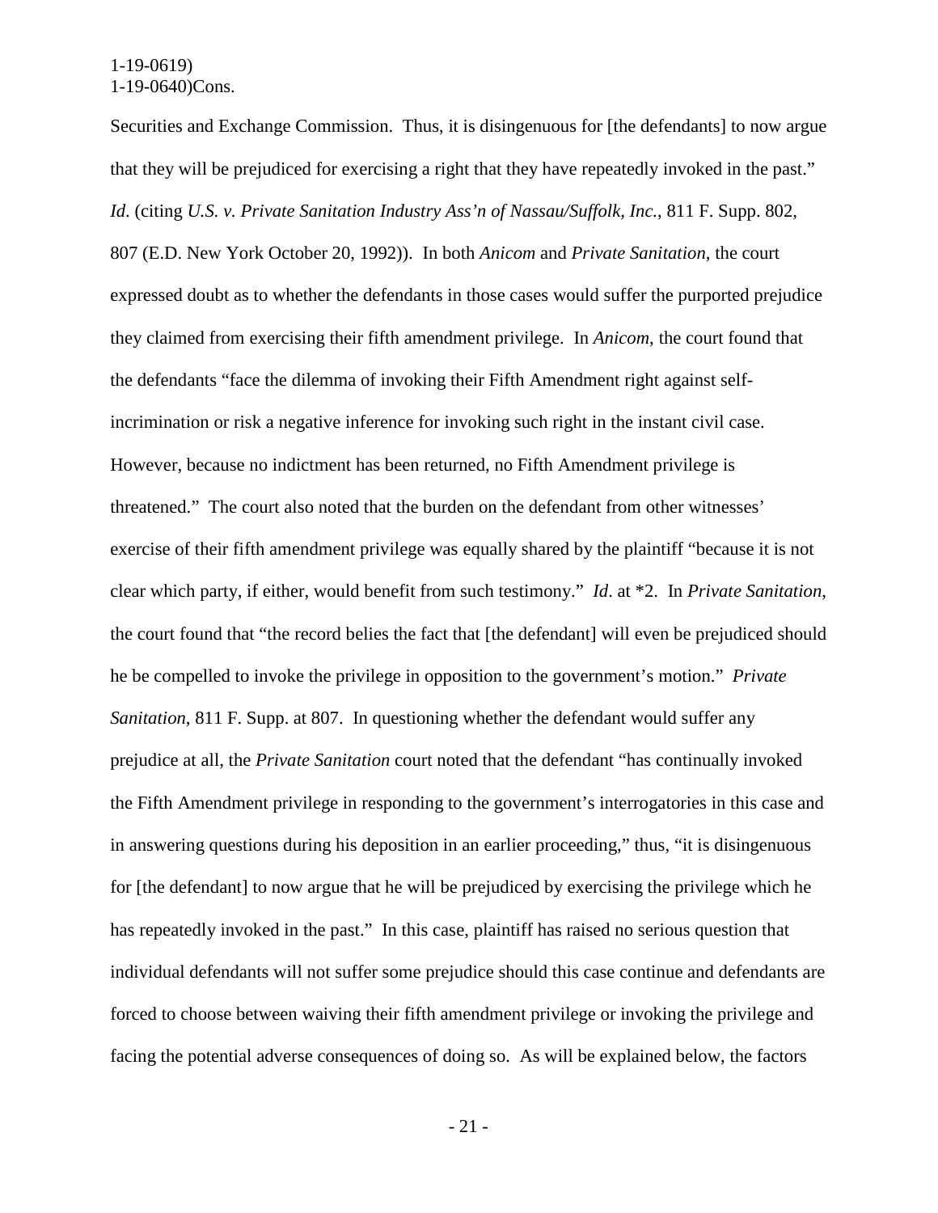Securities and Exchange Commission. Thus, it is disingenuous for [the defendants] to now argue that they will be prejudiced for exercising a right that they have repeatedly invoked in the past." *Id*. (citing *U.S. v. Private Sanitation Industry Ass'n of Nassau/Suffolk, Inc.*, 811 F. Supp. 802, 807 (E.D. New York October 20, 1992)). In both *Anicom* and *Private Sanitation*, the court expressed doubt as to whether the defendants in those cases would suffer the purported prejudice they claimed from exercising their fifth amendment privilege. In *Anicom*, the court found that the defendants "face the dilemma of invoking their Fifth Amendment right against self-incrimination or risk a negative inference for invoking such right in the instant civil case. However, because no indictment has been returned, no Fifth Amendment privilege is threatened." The court also noted that the burden on the defendant from other witnesses' exercise of their fifth amendment privilege was equally shared by the plaintiff "because it is not clear which party, if either, would benefit from such testimony." *Id*. at *2. In *Private Sanitation*, the court found that "the record belies the fact that [the defendant] will even be prejudiced should he be compelled to invoke the privilege in opposition to the government's motion." *Private Sanitation*, 811 F. Supp. at 807. In questioning whether the defendant would suffer any prejudice at all, the *Private Sanitation* court noted that the defendant "has continually invoked the Fifth Amendment privilege in responding to the government's interrogatories in this case and in answering questions during his deposition in an earlier proceeding," thus, "it is disingenuous for [the defendant] to now argue that he will be prejudiced by exercising the privilege which he has repeatedly invoked in the past." In this case, plaintiff has raised no serious question that individual defendants will not suffer some prejudice should this case continue and defendants are forced to choose between waiving their fifth amendment privilege or invoking the privilege and facing the potential adverse consequences of doing so. As will be explained below, the factors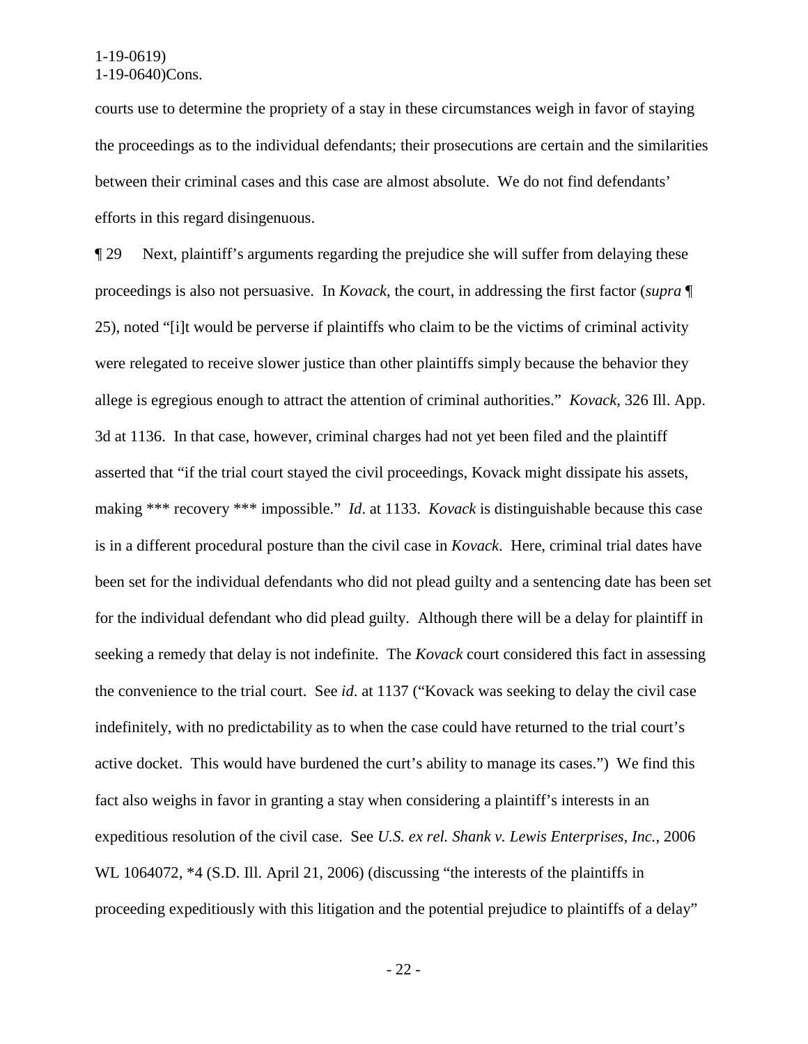courts use to determine the propriety of a stay in these circumstances weigh in favor of staying the proceedings as to the individual defendants; their prosecutions are certain and the similarities between their criminal cases and this case are almost absolute. We do not find defendants' efforts in this regard disingenuous.

¶ 29 Next, plaintiff's arguments regarding the prejudice she will suffer from delaying these proceedings is also not persuasive. In *Kovack*, the court, in addressing the first factor (*supra* ¶ 25), noted "[i]t would be perverse if plaintiffs who claim to be the victims of criminal activity were relegated to receive slower justice than other plaintiffs simply because the behavior they allege is egregious enough to attract the attention of criminal authorities." *Kovack*, 326 Ill. App. 3d at 1136. In that case, however, criminal charges had not yet been filed and the plaintiff asserted that "if the trial court stayed the civil proceedings, Kovack might dissipate his assets, making *** recovery *** impossible." *Id*. at 1133. *Kovack* is distinguishable because this case is in a different procedural posture than the civil case in *Kovack*. Here, criminal trial dates have been set for the individual defendants who did not plead guilty and a sentencing date has been set for the individual defendant who did plead guilty. Although there will be a delay for plaintiff in seeking a remedy that delay is not indefinite. The *Kovack* court considered this fact in assessing the convenience to the trial court. See *id*. at 1137 ("Kovack was seeking to delay the civil case indefinitely, with no predictability as to when the case could have returned to the trial court's active docket. This would have burdened the curt's ability to manage its cases.") We find this fact also weighs in favor in granting a stay when considering a plaintiff's interests in an expeditious resolution of the civil case. See *U.S. ex rel. Shank v. Lewis Enterprises, Inc.*, 2006 WL 1064072, *4 (S.D. Ill. April 21, 2006) (discussing "the interests of the plaintiffs in proceeding expeditiously with this litigation and the potential prejudice to plaintiffs of a delay"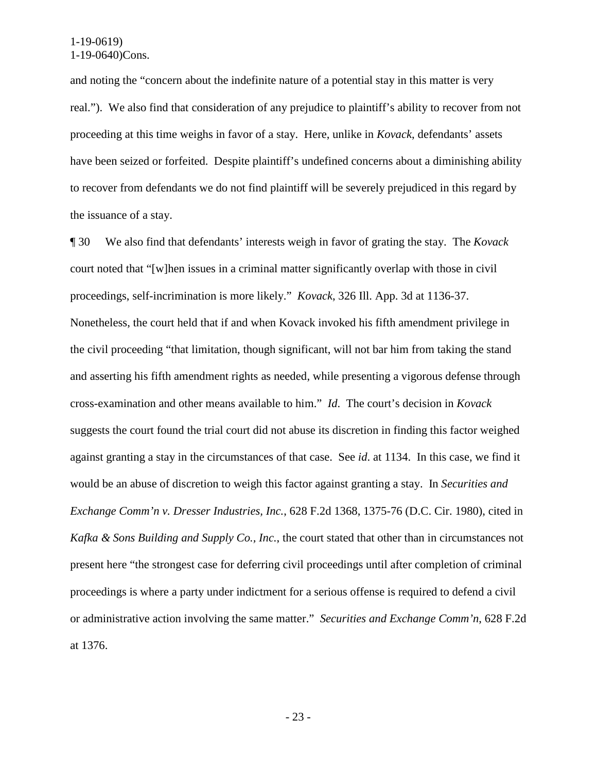and noting the "concern about the indefinite nature of a potential stay in this matter is very real."). We also find that consideration of any prejudice to plaintiff's ability to recover from not proceeding at this time weighs in favor of a stay. Here, unlike in *Kovack*, defendants' assets have been seized or forfeited. Despite plaintiff's undefined concerns about a diminishing ability to recover from defendants we do not find plaintiff will be severely prejudiced in this regard by the issuance of a stay.

¶ 30 We also find that defendants' interests weigh in favor of grating the stay. The *Kovack* court noted that "[w]hen issues in a criminal matter significantly overlap with those in civil proceedings, self-incrimination is more likely." *Kovack*, 326 Ill. App. 3d at 1136-37. Nonetheless, the court held that if and when Kovack invoked his fifth amendment privilege in the civil proceeding "that limitation, though significant, will not bar him from taking the stand and asserting his fifth amendment rights as needed, while presenting a vigorous defense through cross-examination and other means available to him." *Id*. The court's decision in *Kovack* suggests the court found the trial court did not abuse its discretion in finding this factor weighed against granting a stay in the circumstances of that case. See *id*. at 1134. In this case, we find it would be an abuse of discretion to weigh this factor against granting a stay. In *Securities and Exchange Comm'n v. Dresser Industries, Inc.*, 628 F.2d 1368, 1375-76 (D.C. Cir. 1980), cited in *Kafka & Sons Building and Supply Co., Inc.*, the court stated that other than in circumstances not present here "the strongest case for deferring civil proceedings until after completion of criminal proceedings is where a party under indictment for a serious offense is required to defend a civil or administrative action involving the same matter." *Securities and Exchange Comm'n*, 628 F.2d at 1376.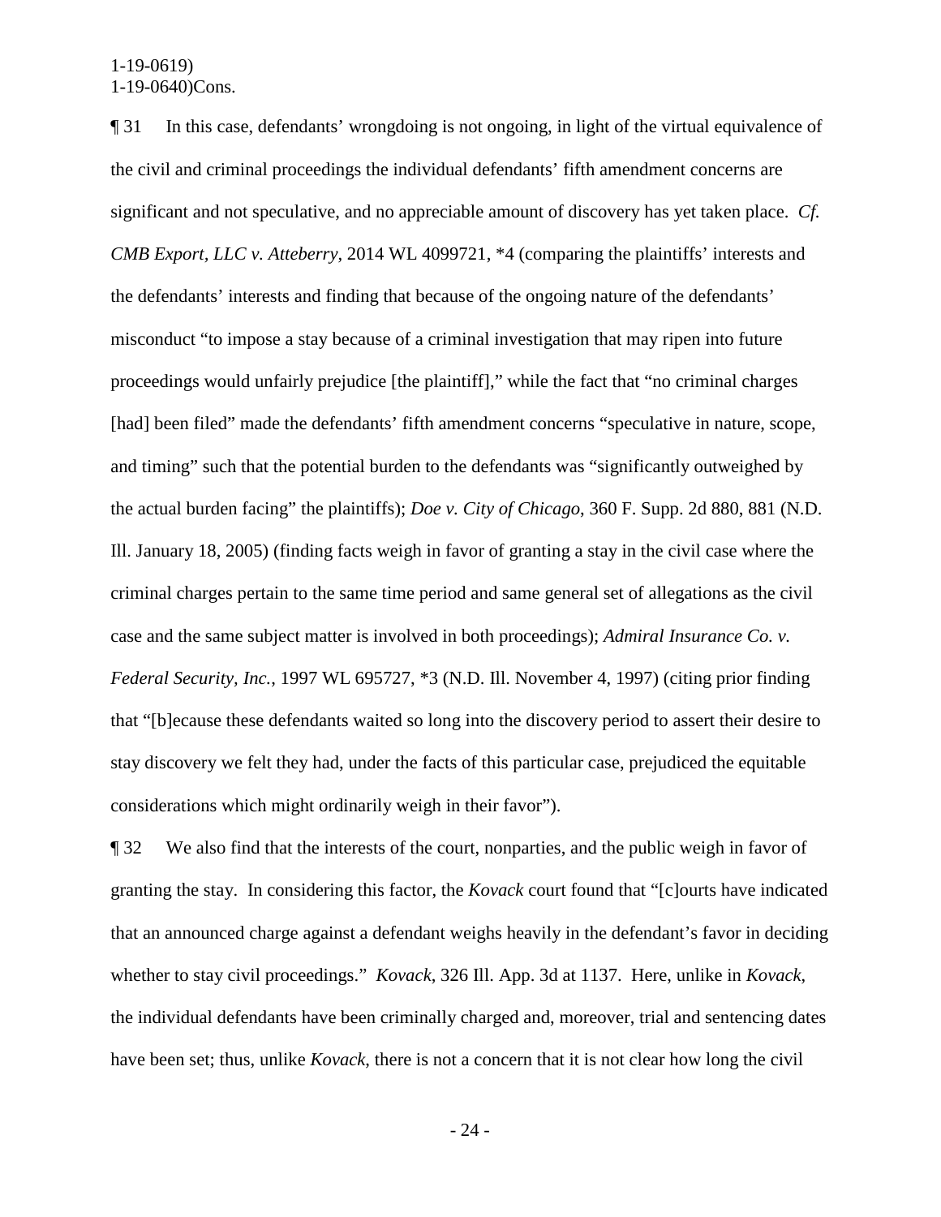¶ 31 In this case, defendants' wrongdoing is not ongoing, in light of the virtual equivalence of the civil and criminal proceedings the individual defendants' fifth amendment concerns are significant and not speculative, and no appreciable amount of discovery has yet taken place. *Cf. CMB Export, LLC v. Atteberry*, 2014 WL 4099721, *4 (comparing the plaintiffs' interests and the defendants' interests and finding that because of the ongoing nature of the defendants' misconduct "to impose a stay because of a criminal investigation that may ripen into future proceedings would unfairly prejudice [the plaintiff]," while the fact that "no criminal charges [had] been filed" made the defendants' fifth amendment concerns "speculative in nature, scope, and timing" such that the potential burden to the defendants was "significantly outweighed by the actual burden facing" the plaintiffs); *Doe v. City of Chicago*, 360 F. Supp. 2d 880, 881 (N.D. Ill. January 18, 2005) (finding facts weigh in favor of granting a stay in the civil case where the criminal charges pertain to the same time period and same general set of allegations as the civil case and the same subject matter is involved in both proceedings); *Admiral Insurance Co. v. Federal Security, Inc.*, 1997 WL 695727, *3 (N.D. Ill. November 4, 1997) (citing prior finding that "[b]ecause these defendants waited so long into the discovery period to assert their desire to stay discovery we felt they had, under the facts of this particular case, prejudiced the equitable considerations which might ordinarily weigh in their favor").

¶ 32 We also find that the interests of the court, nonparties, and the public weigh in favor of granting the stay. In considering this factor, the *Kovack* court found that "[c]ourts have indicated that an announced charge against a defendant weighs heavily in the defendant's favor in deciding whether to stay civil proceedings." *Kovack*, 326 Ill. App. 3d at 1137. Here, unlike in *Kovack*, the individual defendants have been criminally charged and, moreover, trial and sentencing dates have been set; thus, unlike *Kovack*, there is not a concern that it is not clear how long the civil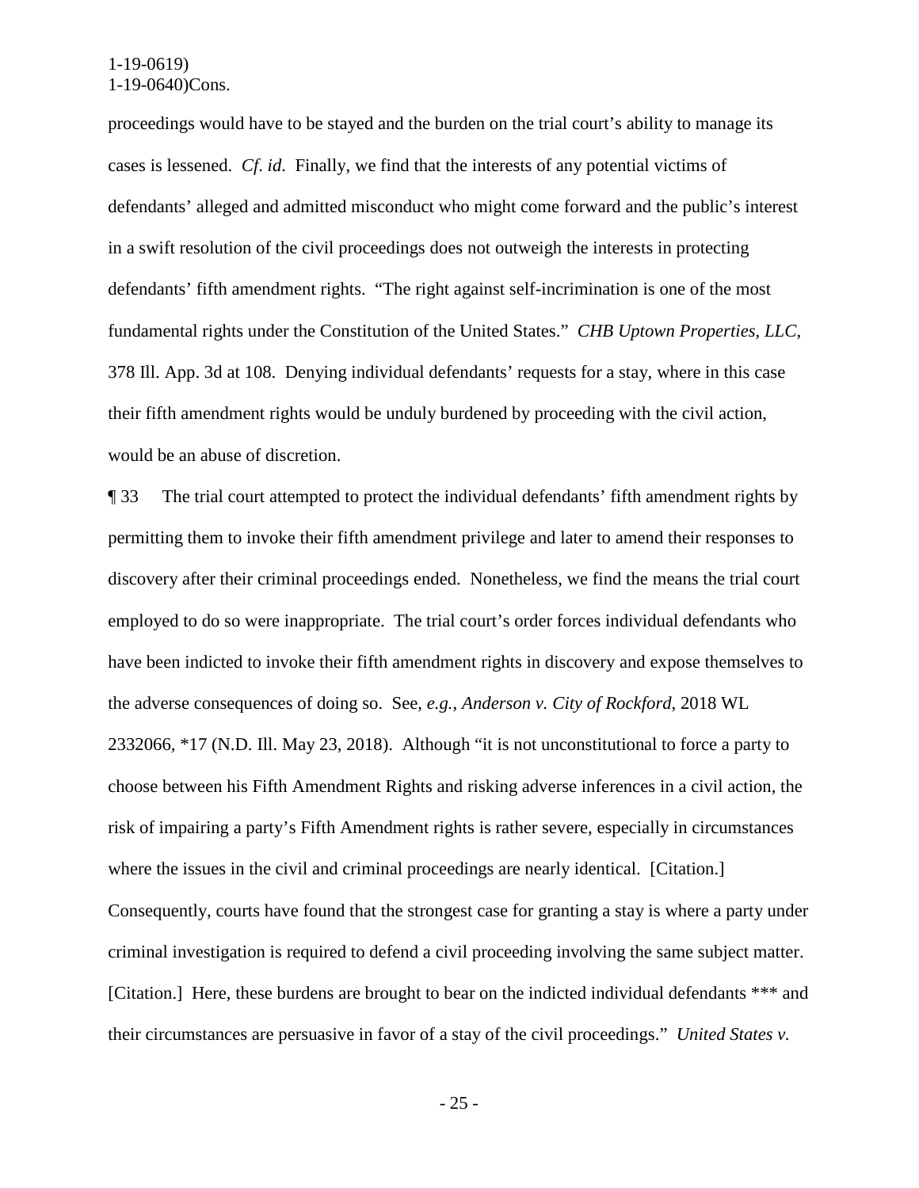proceedings would have to be stayed and the burden on the trial court's ability to manage its cases is lessened. *Cf. id*. Finally, we find that the interests of any potential victims of defendants' alleged and admitted misconduct who might come forward and the public's interest in a swift resolution of the civil proceedings does not outweigh the interests in protecting defendants' fifth amendment rights. "The right against self-incrimination is one of the most fundamental rights under the Constitution of the United States." *CHB Uptown Properties, LLC*, 378 Ill. App. 3d at 108. Denying individual defendants' requests for a stay, where in this case their fifth amendment rights would be unduly burdened by proceeding with the civil action, would be an abuse of discretion.

¶ 33 The trial court attempted to protect the individual defendants' fifth amendment rights by permitting them to invoke their fifth amendment privilege and later to amend their responses to discovery after their criminal proceedings ended. Nonetheless, we find the means the trial court employed to do so were inappropriate. The trial court's order forces individual defendants who have been indicted to invoke their fifth amendment rights in discovery and expose themselves to the adverse consequences of doing so. See, *e.g.*, *Anderson v. City of Rockford*, 2018 WL 2332066, *17 (N.D. Ill. May 23, 2018). Although "it is not unconstitutional to force a party to choose between his Fifth Amendment Rights and risking adverse inferences in a civil action, the risk of impairing a party's Fifth Amendment rights is rather severe, especially in circumstances where the issues in the civil and criminal proceedings are nearly identical. [Citation.] Consequently, courts have found that the strongest case for granting a stay is where a party under criminal investigation is required to defend a civil proceeding involving the same subject matter. [Citation.] Here, these burdens are brought to bear on the indicted individual defendants *** and their circumstances are persuasive in favor of a stay of the civil proceedings." *United States v.*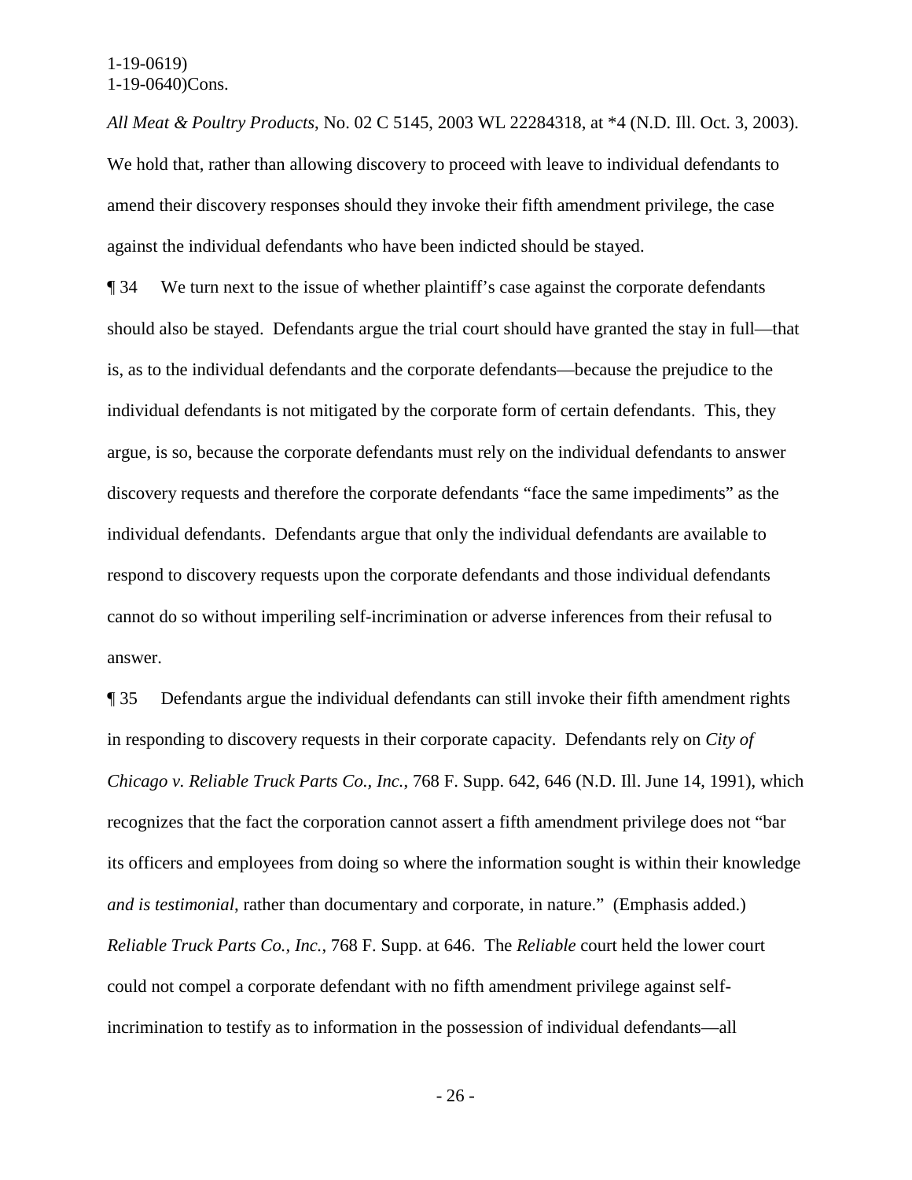*All Meat & Poultry Products*, No. 02 C 5145, 2003 WL 22284318, at *4 (N.D. Ill. Oct. 3, 2003). We hold that, rather than allowing discovery to proceed with leave to individual defendants to amend their discovery responses should they invoke their fifth amendment privilege, the case against the individual defendants who have been indicted should be stayed.

¶ 34 We turn next to the issue of whether plaintiff's case against the corporate defendants should also be stayed. Defendants argue the trial court should have granted the stay in full—that is, as to the individual defendants and the corporate defendants—because the prejudice to the individual defendants is not mitigated by the corporate form of certain defendants. This, they argue, is so, because the corporate defendants must rely on the individual defendants to answer discovery requests and therefore the corporate defendants "face the same impediments" as the individual defendants. Defendants argue that only the individual defendants are available to respond to discovery requests upon the corporate defendants and those individual defendants cannot do so without imperiling self-incrimination or adverse inferences from their refusal to answer.

¶ 35 Defendants argue the individual defendants can still invoke their fifth amendment rights in responding to discovery requests in their corporate capacity. Defendants rely on *City of Chicago v. Reliable Truck Parts Co., Inc.*, 768 F. Supp. 642, 646 (N.D. Ill. June 14, 1991), which recognizes that the fact the corporation cannot assert a fifth amendment privilege does not "bar its officers and employees from doing so where the information sought is within their knowledge *and is testimonial*, rather than documentary and corporate, in nature." (Emphasis added.) *Reliable Truck Parts Co., Inc.*, 768 F. Supp. at 646. The *Reliable* court held the lower court could not compel a corporate defendant with no fifth amendment privilege against self-incrimination to testify as to information in the possession of individual defendants—all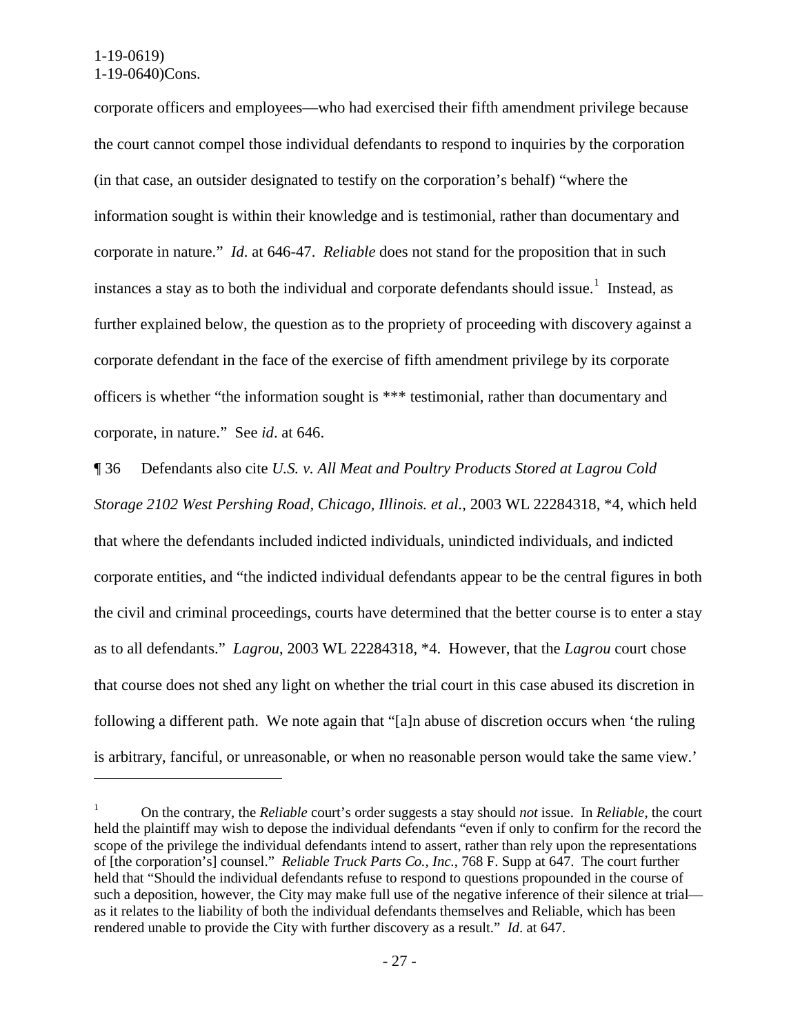corporate officers and employees—who had exercised their fifth amendment privilege because the court cannot compel those individual defendants to respond to inquiries by the corporation (in that case, an outsider designated to testify on the corporation's behalf) "where the information sought is within their knowledge and is testimonial, rather than documentary and corporate in nature." *Id*. at 646-47. *Reliable* does not stand for the proposition that in such instances a stay as to both the individual and corporate defendants should issue.[1] Instead, as further explained below, the question as to the propriety of proceeding with discovery against a corporate defendant in the face of the exercise of fifth amendment privilege by its corporate officers is whether "the information sought is *** testimonial, rather than documentary and corporate, in nature." See *id*. at 646.

¶ 36 Defendants also cite *U.S. v. All Meat and Poultry Products Stored at Lagrou Cold Storage 2102 West Pershing Road, Chicago, Illinois. et al.*, 2003 WL 22284318, *4, which held that where the defendants included indicted individuals, unindicted individuals, and indicted corporate entities, and "the indicted individual defendants appear to be the central figures in both the civil and criminal proceedings, courts have determined that the better course is to enter a stay as to all defendants." *Lagrou*, 2003 WL 22284318, *4. However, that the *Lagrou* court chose that course does not shed any light on whether the trial court in this case abused its discretion in following a different path. We note again that "[a]n abuse of discretion occurs when 'the ruling is arbitrary, fanciful, or unreasonable, or when no reasonable person would take the same view.'

---

[1] On the contrary, the *Reliable* court's order suggests a stay should *not* issue. In *Reliable*, the court held the plaintiff may wish to depose the individual defendants "even if only to confirm for the record the scope of the privilege the individual defendants intend to assert, rather than rely upon the representations of [the corporation's] counsel." *Reliable Truck Parts Co., Inc.*, 768 F. Supp at 647. The court further held that "Should the individual defendants refuse to respond to questions propounded in the course of such a deposition, however, the City may make full use of the negative inference of their silence at trial—as it relates to the liability of both the individual defendants themselves and Reliable, which has been rendered unable to provide the City with further discovery as a result." *Id*. at 647.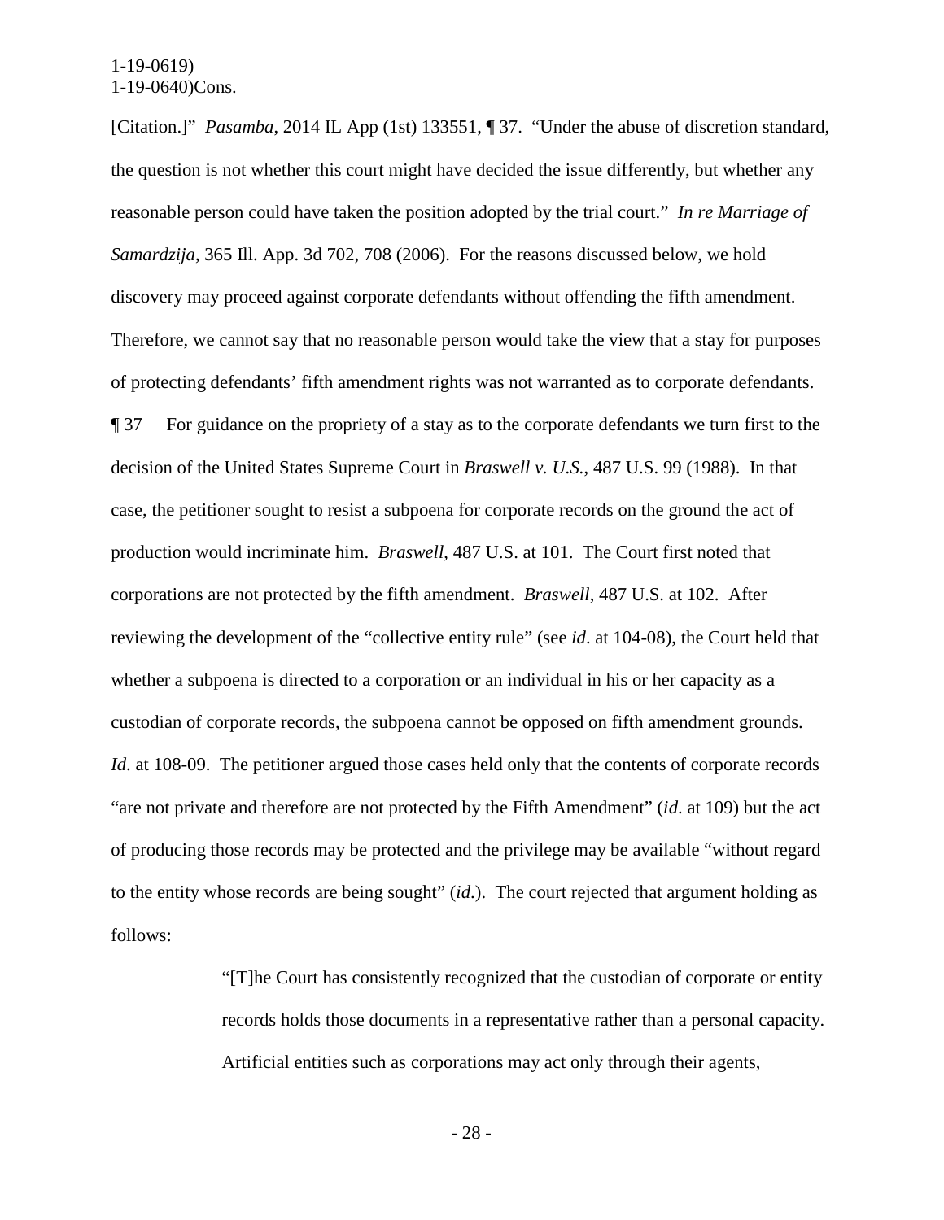[Citation.]" *Pasamba*, 2014 IL App (1st) 133551, ¶ 37. "Under the abuse of discretion standard, the question is not whether this court might have decided the issue differently, but whether any reasonable person could have taken the position adopted by the trial court." *In re Marriage of Samardzija*, 365 Ill. App. 3d 702, 708 (2006). For the reasons discussed below, we hold discovery may proceed against corporate defendants without offending the fifth amendment. Therefore, we cannot say that no reasonable person would take the view that a stay for purposes of protecting defendants' fifth amendment rights was not warranted as to corporate defendants.

¶ 37 For guidance on the propriety of a stay as to the corporate defendants we turn first to the decision of the United States Supreme Court in *Braswell v. U.S.*, 487 U.S. 99 (1988). In that case, the petitioner sought to resist a subpoena for corporate records on the ground the act of production would incriminate him. *Braswell*, 487 U.S. at 101. The Court first noted that corporations are not protected by the fifth amendment. *Braswell*, 487 U.S. at 102. After reviewing the development of the "collective entity rule" (see *id*. at 104-08), the Court held that whether a subpoena is directed to a corporation or an individual in his or her capacity as a custodian of corporate records, the subpoena cannot be opposed on fifth amendment grounds. *Id*. at 108-09. The petitioner argued those cases held only that the contents of corporate records "are not private and therefore are not protected by the Fifth Amendment" (*id*. at 109) but the act of producing those records may be protected and the privilege may be available "without regard to the entity whose records are being sought" (*id*.). The court rejected that argument holding as follows:

> "[T]he Court has consistently recognized that the custodian of corporate or entity records holds those documents in a representative rather than a personal capacity. Artificial entities such as corporations may act only through their agents,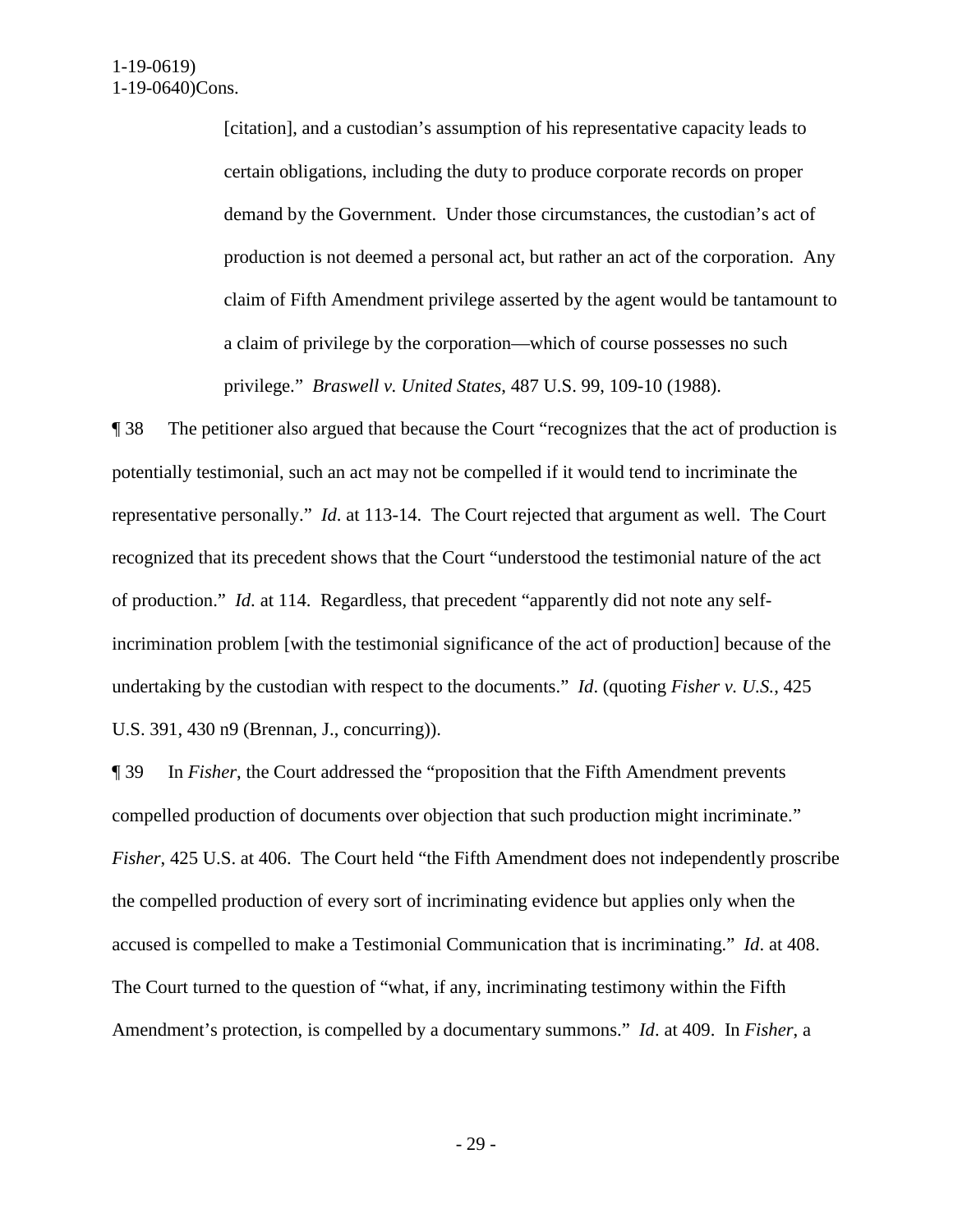[citation], and a custodian's assumption of his representative capacity leads to certain obligations, including the duty to produce corporate records on proper demand by the Government. Under those circumstances, the custodian's act of production is not deemed a personal act, but rather an act of the corporation. Any claim of Fifth Amendment privilege asserted by the agent would be tantamount to a claim of privilege by the corporation—which of course possesses no such privilege." *Braswell v. United States*, 487 U.S. 99, 109-10 (1988).

¶ 38 The petitioner also argued that because the Court "recognizes that the act of production is potentially testimonial, such an act may not be compelled if it would tend to incriminate the representative personally." *Id*. at 113-14. The Court rejected that argument as well. The Court recognized that its precedent shows that the Court "understood the testimonial nature of the act of production." *Id*. at 114. Regardless, that precedent "apparently did not note any self-incrimination problem [with the testimonial significance of the act of production] because of the undertaking by the custodian with respect to the documents." *Id*. (quoting *Fisher v. U.S.*, 425 U.S. 391, 430 n9 (Brennan, J., concurring)).

¶ 39 In *Fisher*, the Court addressed the "proposition that the Fifth Amendment prevents compelled production of documents over objection that such production might incriminate." *Fisher*, 425 U.S. at 406. The Court held "the Fifth Amendment does not independently proscribe the compelled production of every sort of incriminating evidence but applies only when the accused is compelled to make a Testimonial Communication that is incriminating." *Id*. at 408. The Court turned to the question of "what, if any, incriminating testimony within the Fifth Amendment's protection, is compelled by a documentary summons." *Id*. at 409. In *Fisher*, a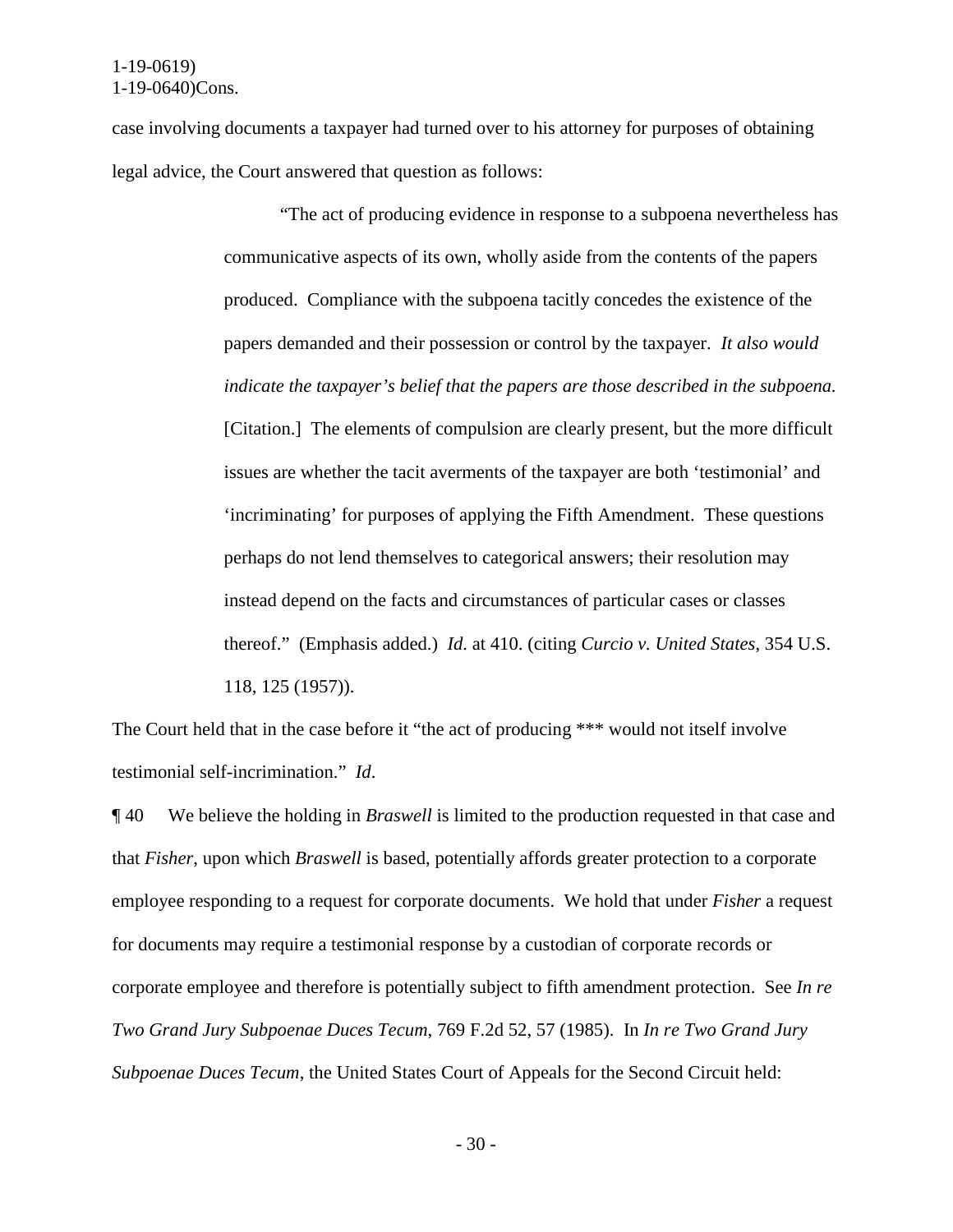case involving documents a taxpayer had turned over to his attorney for purposes of obtaining legal advice, the Court answered that question as follows:

> "The act of producing evidence in response to a subpoena nevertheless has communicative aspects of its own, wholly aside from the contents of the papers produced. Compliance with the subpoena tacitly concedes the existence of the papers demanded and their possession or control by the taxpayer. *It also would indicate the taxpayer's belief that the papers are those described in the subpoena.* [Citation.] The elements of compulsion are clearly present, but the more difficult issues are whether the tacit averments of the taxpayer are both 'testimonial' and 'incriminating' for purposes of applying the Fifth Amendment. These questions perhaps do not lend themselves to categorical answers; their resolution may instead depend on the facts and circumstances of particular cases or classes thereof." (Emphasis added.) *Id*. at 410. (citing *Curcio v. United States*, 354 U.S. 118, 125 (1957)).

The Court held that in the case before it "the act of producing *** would not itself involve testimonial self-incrimination." *Id*.

¶ 40 We believe the holding in *Braswell* is limited to the production requested in that case and that *Fisher*, upon which *Braswell* is based, potentially affords greater protection to a corporate employee responding to a request for corporate documents. We hold that under *Fisher* a request for documents may require a testimonial response by a custodian of corporate records or corporate employee and therefore is potentially subject to fifth amendment protection. See *In re Two Grand Jury Subpoenae Duces Tecum*, 769 F.2d 52, 57 (1985). In *In re Two Grand Jury Subpoenae Duces Tecum*, the United States Court of Appeals for the Second Circuit held: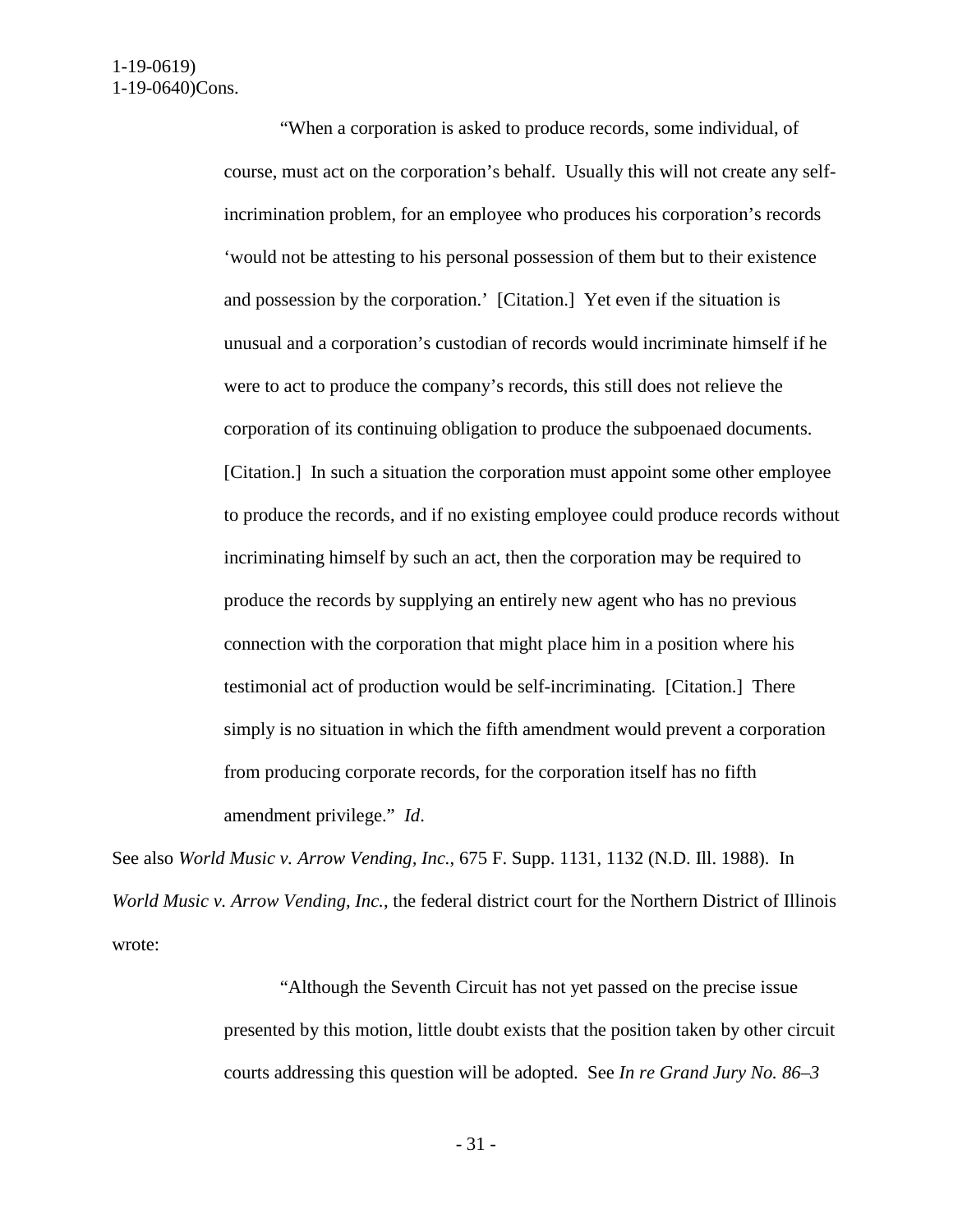> "When a corporation is asked to produce records, some individual, of course, must act on the corporation's behalf. Usually this will not create any self-incrimination problem, for an employee who produces his corporation's records 'would not be attesting to his personal possession of them but to their existence and possession by the corporation.' [Citation.] Yet even if the situation is unusual and a corporation's custodian of records would incriminate himself if he were to act to produce the company's records, this still does not relieve the corporation of its continuing obligation to produce the subpoenaed documents. [Citation.] In such a situation the corporation must appoint some other employee to produce the records, and if no existing employee could produce records without incriminating himself by such an act, then the corporation may be required to produce the records by supplying an entirely new agent who has no previous connection with the corporation that might place him in a position where his testimonial act of production would be self-incriminating. [Citation.] There simply is no situation in which the fifth amendment would prevent a corporation from producing corporate records, for the corporation itself has no fifth amendment privilege." *Id*.

See also *World Music v. Arrow Vending, Inc.*, 675 F. Supp. 1131, 1132 (N.D. Ill. 1988). In *World Music v. Arrow Vending, Inc.*, the federal district court for the Northern District of Illinois wrote:

> "Although the Seventh Circuit has not yet passed on the precise issue presented by this motion, little doubt exists that the position taken by other circuit courts addressing this question will be adopted. See *In re Grand Jury No. 86–3*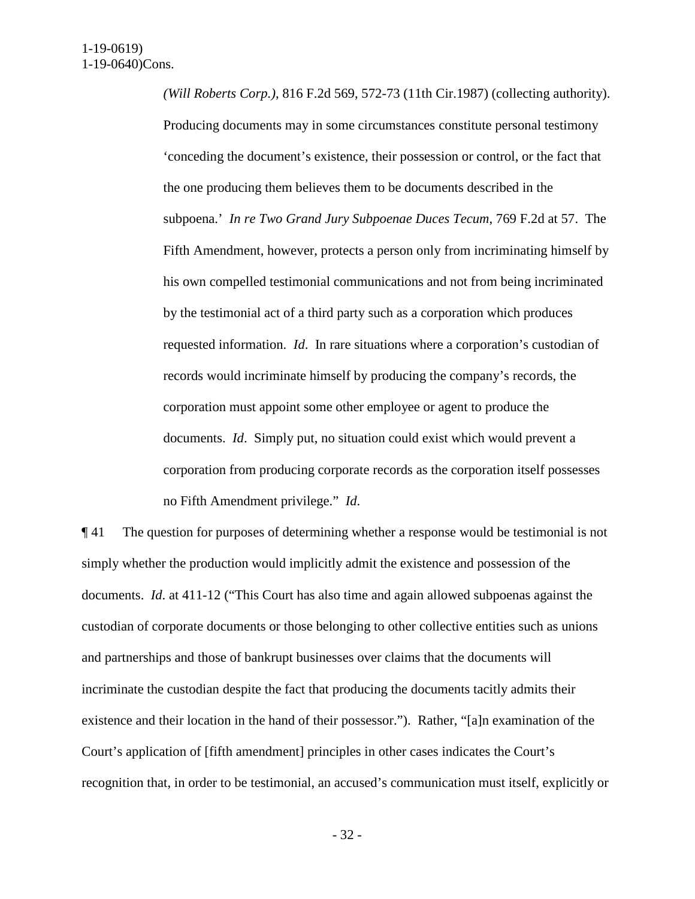> *(Will Roberts Corp.)*, 816 F.2d 569, 572-73 (11th Cir.1987) (collecting authority). Producing documents may in some circumstances constitute personal testimony 'conceding the document's existence, their possession or control, or the fact that the one producing them believes them to be documents described in the subpoena.' *In re Two Grand Jury Subpoenae Duces Tecum*, 769 F.2d at 57. The Fifth Amendment, however, protects a person only from incriminating himself by his own compelled testimonial communications and not from being incriminated by the testimonial act of a third party such as a corporation which produces requested information. *Id*. In rare situations where a corporation's custodian of records would incriminate himself by producing the company's records, the corporation must appoint some other employee or agent to produce the documents. *Id*. Simply put, no situation could exist which would prevent a corporation from producing corporate records as the corporation itself possesses no Fifth Amendment privilege." *Id*.

¶ 41 The question for purposes of determining whether a response would be testimonial is not simply whether the production would implicitly admit the existence and possession of the documents. *Id*. at 411-12 ("This Court has also time and again allowed subpoenas against the custodian of corporate documents or those belonging to other collective entities such as unions and partnerships and those of bankrupt businesses over claims that the documents will incriminate the custodian despite the fact that producing the documents tacitly admits their existence and their location in the hand of their possessor."). Rather, "[a]n examination of the Court's application of [fifth amendment] principles in other cases indicates the Court's recognition that, in order to be testimonial, an accused's communication must itself, explicitly or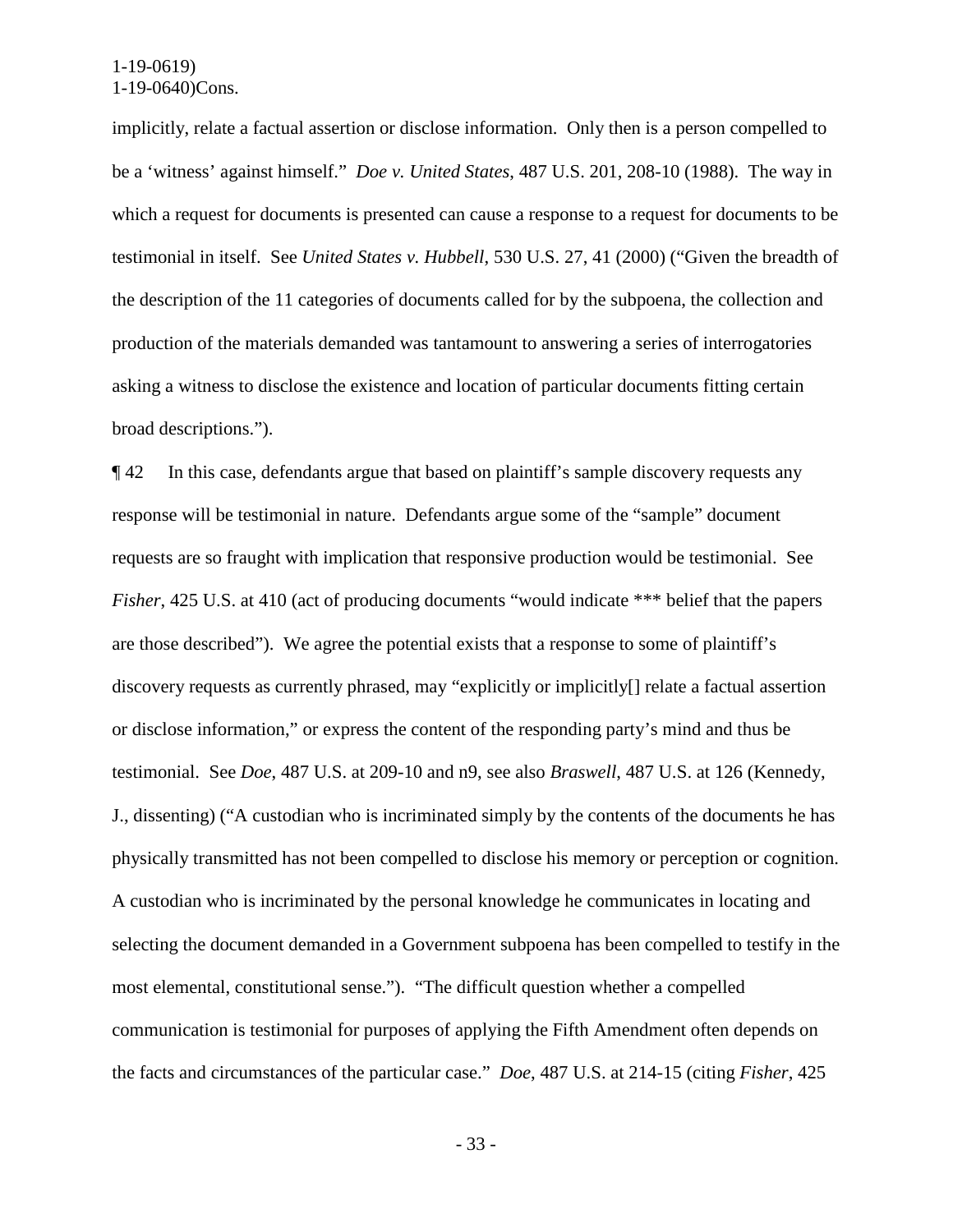implicitly, relate a factual assertion or disclose information. Only then is a person compelled to be a 'witness' against himself." *Doe v. United States*, 487 U.S. 201, 208-10 (1988). The way in which a request for documents is presented can cause a response to a request for documents to be testimonial in itself. See *United States v. Hubbell*, 530 U.S. 27, 41 (2000) ("Given the breadth of the description of the 11 categories of documents called for by the subpoena, the collection and production of the materials demanded was tantamount to answering a series of interrogatories asking a witness to disclose the existence and location of particular documents fitting certain broad descriptions.").

¶ 42 In this case, defendants argue that based on plaintiff's sample discovery requests any response will be testimonial in nature. Defendants argue some of the "sample" document requests are so fraught with implication that responsive production would be testimonial. See *Fisher*, 425 U.S. at 410 (act of producing documents "would indicate *** belief that the papers are those described"). We agree the potential exists that a response to some of plaintiff's discovery requests as currently phrased, may "explicitly or implicitly[] relate a factual assertion or disclose information," or express the content of the responding party's mind and thus be testimonial. See *Doe*, 487 U.S. at 209-10 and n9, see also *Braswell*, 487 U.S. at 126 (Kennedy, J., dissenting) ("A custodian who is incriminated simply by the contents of the documents he has physically transmitted has not been compelled to disclose his memory or perception or cognition. A custodian who is incriminated by the personal knowledge he communicates in locating and selecting the document demanded in a Government subpoena has been compelled to testify in the most elemental, constitutional sense."). "The difficult question whether a compelled communication is testimonial for purposes of applying the Fifth Amendment often depends on the facts and circumstances of the particular case." *Doe*, 487 U.S. at 214-15 (citing *Fisher*, 425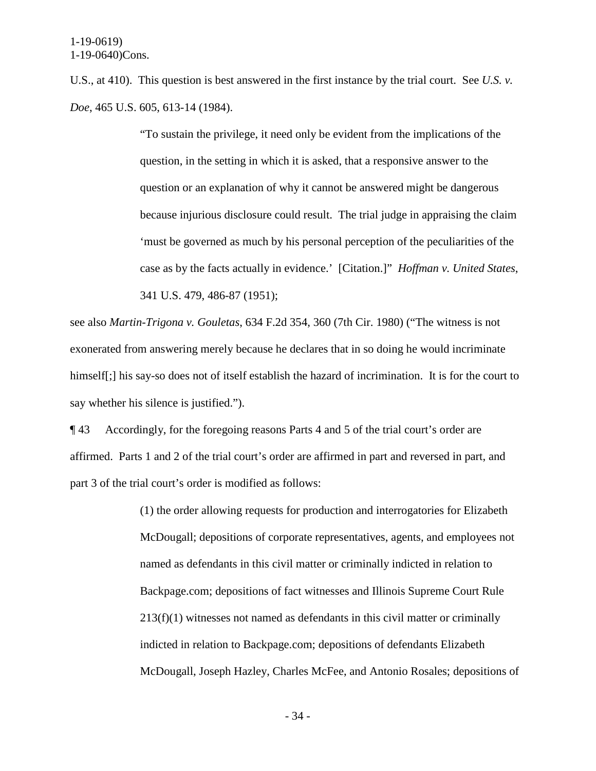U.S., at 410). This question is best answered in the first instance by the trial court. See *U.S. v. Doe*, 465 U.S. 605, 613-14 (1984).

> "To sustain the privilege, it need only be evident from the implications of the question, in the setting in which it is asked, that a responsive answer to the question or an explanation of why it cannot be answered might be dangerous because injurious disclosure could result. The trial judge in appraising the claim 'must be governed as much by his personal perception of the peculiarities of the case as by the facts actually in evidence.' [Citation.]" *Hoffman v. United States*, 341 U.S. 479, 486-87 (1951);

see also *Martin-Trigona v. Gouletas*, 634 F.2d 354, 360 (7th Cir. 1980) ("The witness is not exonerated from answering merely because he declares that in so doing he would incriminate himself[;] his say-so does not of itself establish the hazard of incrimination. It is for the court to say whether his silence is justified.").

¶ 43 Accordingly, for the foregoing reasons Parts 4 and 5 of the trial court's order are affirmed. Parts 1 and 2 of the trial court's order are affirmed in part and reversed in part, and part 3 of the trial court's order is modified as follows:

> (1) the order allowing requests for production and interrogatories for Elizabeth McDougall; depositions of corporate representatives, agents, and employees not named as defendants in this civil matter or criminally indicted in relation to Backpage.com; depositions of fact witnesses and Illinois Supreme Court Rule 213(f)(1) witnesses not named as defendants in this civil matter or criminally indicted in relation to Backpage.com; depositions of defendants Elizabeth McDougall, Joseph Hazley, Charles McFee, and Antonio Rosales; depositions of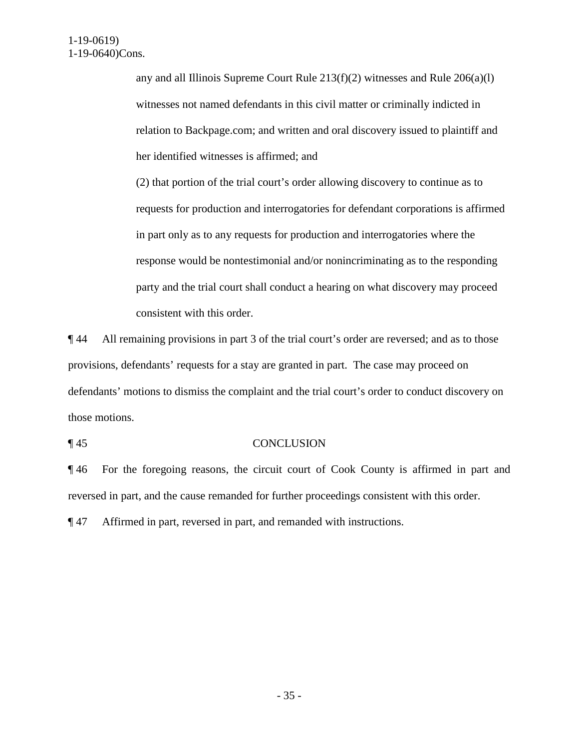any and all Illinois Supreme Court Rule 213(f)(2) witnesses and Rule 206(a)(l) witnesses not named defendants in this civil matter or criminally indicted in relation to Backpage.com; and written and oral discovery issued to plaintiff and her identified witnesses is affirmed; and

(2) that portion of the trial court's order allowing discovery to continue as to requests for production and interrogatories for defendant corporations is affirmed in part only as to any requests for production and interrogatories where the response would be nontestimonial and/or nonincriminating as to the responding party and the trial court shall conduct a hearing on what discovery may proceed consistent with this order.

¶ 44 All remaining provisions in part 3 of the trial court's order are reversed; and as to those provisions, defendants' requests for a stay are granted in part. The case may proceed on defendants' motions to dismiss the complaint and the trial court's order to conduct discovery on those motions.

¶ 45 CONCLUSION

¶ 46 For the foregoing reasons, the circuit court of Cook County is affirmed in part and reversed in part, and the cause remanded for further proceedings consistent with this order.

¶ 47 Affirmed in part, reversed in part, and remanded with instructions.